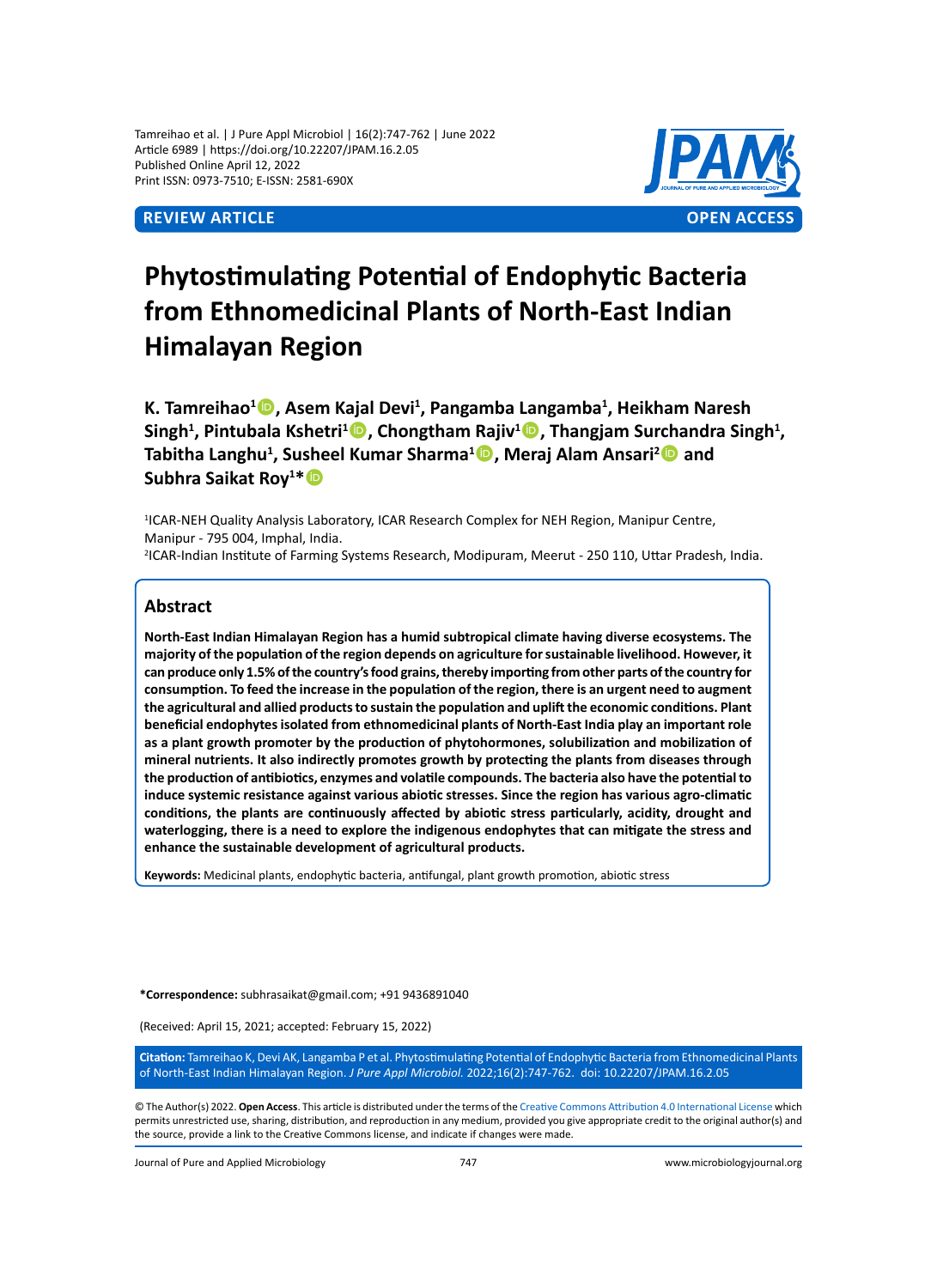REVIEW ARTICLE | OPEN ACCESS

# Phytostimulating Potential of Endophytic Bacteria from Ethnomedicinal Plants of North-East Indian Himalayan Region

**K. Tamreihao[1], Asem Kajal Devi[1], Pangamba Langamba[1], Heikham Naresh Singh[1], Pintubala Kshetri[1], Chongtham Rajiv[1], Thangjam Surchandra Singh[1], Tabitha Langhu[1], Susheel Kumar Sharma[1], Meraj Alam Ansari[2] and Subhra Saikat Roy[1]***

[1]ICAR-NEH Quality Analysis Laboratory, ICAR Research Complex for NEH Region, Manipur Centre, Manipur - 795 004, Imphal, India.
[2]ICAR-Indian Institute of Farming Systems Research, Modipuram, Meerut - 250 110, Uttar Pradesh, India.

## Abstract

**North-East Indian Himalayan Region has a humid subtropical climate having diverse ecosystems. The majority of the population of the region depends on agriculture for sustainable livelihood. However, it can produce only 1.5% of the country's food grains, thereby importing from other parts of the country for consumption. To feed the increase in the population of the region, there is an urgent need to augment the agricultural and allied products to sustain the population and uplift the economic conditions. Plant beneficial endophytes isolated from ethnomedicinal plants of North-East India play an important role as a plant growth promoter by the production of phytohormones, solubilization and mobilization of mineral nutrients. It also indirectly promotes growth by protecting the plants from diseases through the production of antibiotics, enzymes and volatile compounds. The bacteria also have the potential to induce systemic resistance against various abiotic stresses. Since the region has various agro-climatic conditions, the plants are continuously affected by abiotic stress particularly, acidity, drought and waterlogging, there is a need to explore the indigenous endophytes that can mitigate the stress and enhance the sustainable development of agricultural products.**

**Keywords:** Medicinal plants, endophytic bacteria, antifungal, plant growth promotion, abiotic stress

***Correspondence:** subhrasaikat@gmail.com; +91 9436891040

(Received: April 15, 2021; accepted: February 15, 2022)

**Citation:** Tamreihao K, Devi AK, Langamba P et al. Phytostimulating Potential of Endophytic Bacteria from Ethnomedicinal Plants of North-East Indian Himalayan Region. *J Pure Appl Microbiol.* 2022;16(2):747-762. doi: 10.22207/JPAM.16.2.05

© The Author(s) 2022. **Open Access**. This article is distributed under the terms of the Creative Commons Attribution 4.0 International License which permits unrestricted use, sharing, distribution, and reproduction in any medium, provided you give appropriate credit to the original author(s) and the source, provide a link to the Creative Commons license, and indicate if changes were made.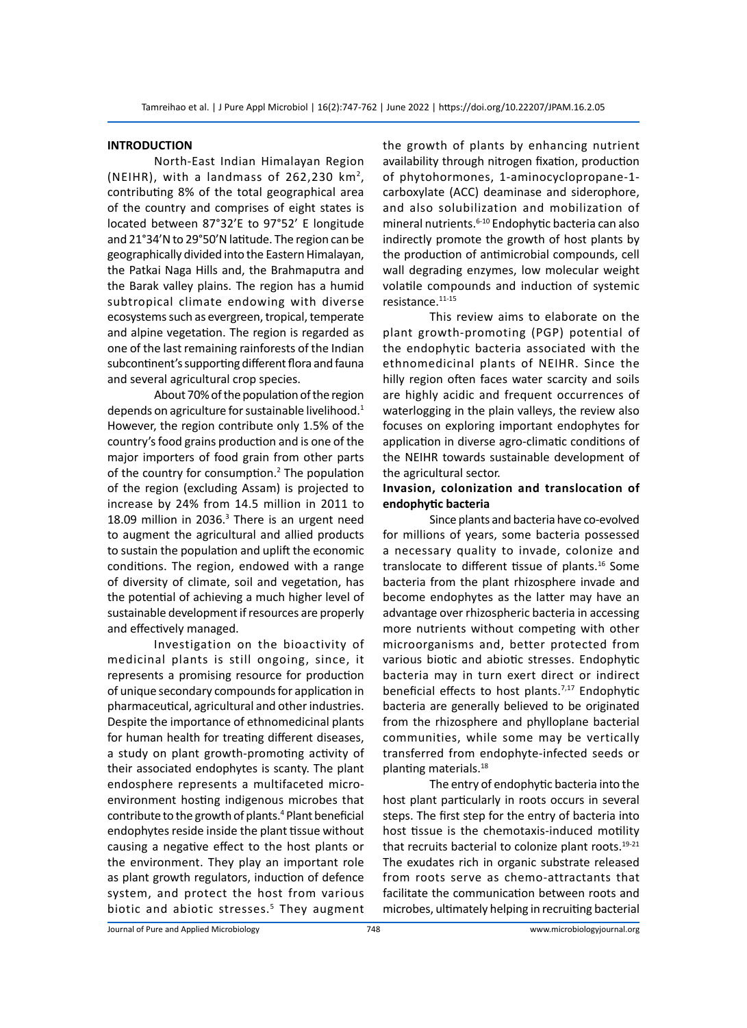## INTRODUCTION

North-East Indian Himalayan Region (NEIHR), with a landmass of 262,230 km$^2$, contributing 8% of the total geographical area of the country and comprises of eight states is located between 87°32'E to 97°52' E longitude and 21°34'N to 29°50'N latitude. The region can be geographically divided into the Eastern Himalayan, the Patkai Naga Hills and, the Brahmaputra and the Barak valley plains. The region has a humid subtropical climate endowing with diverse ecosystems such as evergreen, tropical, temperate and alpine vegetation. The region is regarded as one of the last remaining rainforests of the Indian subcontinent's supporting different flora and fauna and several agricultural crop species.

About 70% of the population of the region depends on agriculture for sustainable livelihood.[1] However, the region contribute only 1.5% of the country's food grains production and is one of the major importers of food grain from other parts of the country for consumption.[2] The population of the region (excluding Assam) is projected to increase by 24% from 14.5 million in 2011 to 18.09 million in 2036.[3] There is an urgent need to augment the agricultural and allied products to sustain the population and uplift the economic conditions. The region, endowed with a range of diversity of climate, soil and vegetation, has the potential of achieving a much higher level of sustainable development if resources are properly and effectively managed.

Investigation on the bioactivity of medicinal plants is still ongoing, since, it represents a promising resource for production of unique secondary compounds for application in pharmaceutical, agricultural and other industries. Despite the importance of ethnomedicinal plants for human health for treating different diseases, a study on plant growth-promoting activity of their associated endophytes is scanty. The plant endosphere represents a multifaceted micro-environment hosting indigenous microbes that contribute to the growth of plants.[4] Plant beneficial endophytes reside inside the plant tissue without causing a negative effect to the host plants or the environment. They play an important role as plant growth regulators, induction of defence system, and protect the host from various biotic and abiotic stresses.[5] They augment the growth of plants by enhancing nutrient availability through nitrogen fixation, production of phytohormones, 1-aminocyclopropane-1-carboxylate (ACC) deaminase and siderophore, and also solubilization and mobilization of mineral nutrients.[6-10] Endophytic bacteria can also indirectly promote the growth of host plants by the production of antimicrobial compounds, cell wall degrading enzymes, low molecular weight volatile compounds and induction of systemic resistance.[11-15]

This review aims to elaborate on the plant growth-promoting (PGP) potential of the endophytic bacteria associated with the ethnomedicinal plants of NEIHR. Since the hilly region often faces water scarcity and soils are highly acidic and frequent occurrences of waterlogging in the plain valleys, the review also focuses on exploring important endophytes for application in diverse agro-climatic conditions of the NEIHR towards sustainable development of the agricultural sector.

### Invasion, colonization and translocation of endophytic bacteria

Since plants and bacteria have co-evolved for millions of years, some bacteria possessed a necessary quality to invade, colonize and translocate to different tissue of plants.[16] Some bacteria from the plant rhizosphere invade and become endophytes as the latter may have an advantage over rhizospheric bacteria in accessing more nutrients without competing with other microorganisms and, better protected from various biotic and abiotic stresses. Endophytic bacteria may in turn exert direct or indirect beneficial effects to host plants.[7,17] Endophytic bacteria are generally believed to be originated from the rhizosphere and phylloplane bacterial communities, while some may be vertically transferred from endophyte-infected seeds or planting materials.[18]

The entry of endophytic bacteria into the host plant particularly in roots occurs in several steps. The first step for the entry of bacteria into host tissue is the chemotaxis-induced motility that recruits bacterial to colonize plant roots.[19-21] The exudates rich in organic substrate released from roots serve as chemo-attractants that facilitate the communication between roots and microbes, ultimately helping in recruiting bacterial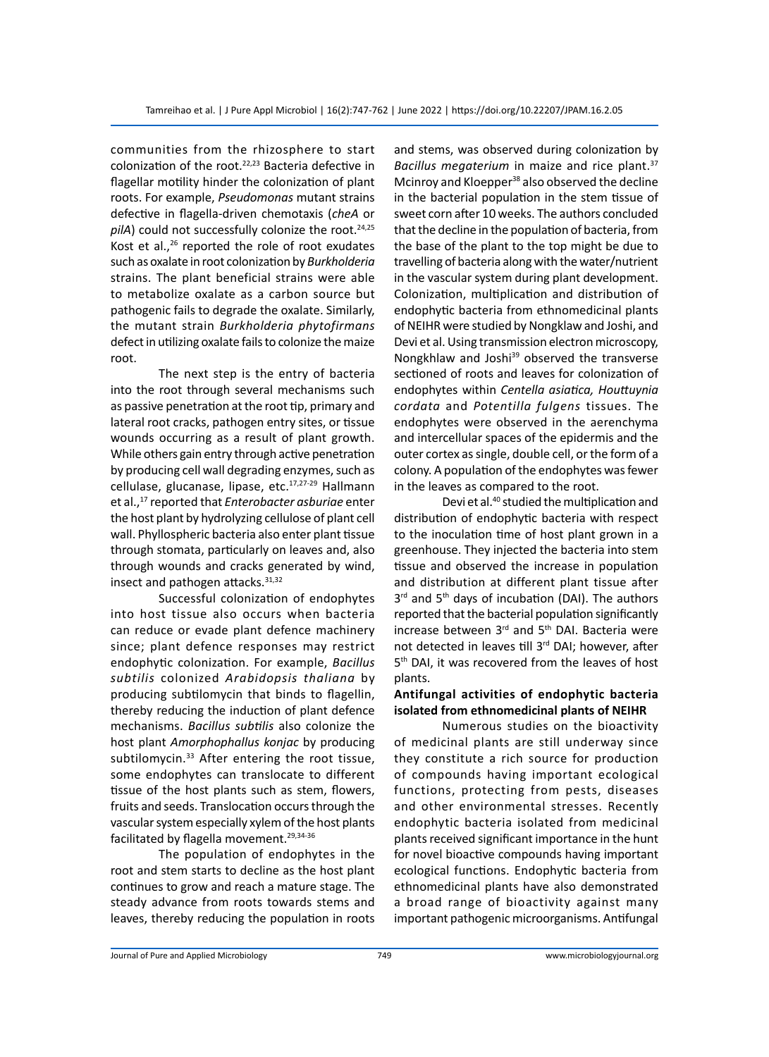communities from the rhizosphere to start colonization of the root.[22,23] Bacteria defective in flagellar motility hinder the colonization of plant roots. For example, *Pseudomonas* mutant strains defective in flagella-driven chemotaxis (*cheA* or *pilA*) could not successfully colonize the root.[24,25] Kost et al.,[26] reported the role of root exudates such as oxalate in root colonization by *Burkholderia* strains. The plant beneficial strains were able to metabolize oxalate as a carbon source but pathogenic fails to degrade the oxalate. Similarly, the mutant strain *Burkholderia phytofirmans* defect in utilizing oxalate fails to colonize the maize root.

The next step is the entry of bacteria into the root through several mechanisms such as passive penetration at the root tip, primary and lateral root cracks, pathogen entry sites, or tissue wounds occurring as a result of plant growth. While others gain entry through active penetration by producing cell wall degrading enzymes, such as cellulase, glucanase, lipase, etc.[17,27-29] Hallmann et al.,[17] reported that *Enterobacter asburiae* enter the host plant by hydrolyzing cellulose of plant cell wall. Phyllospheric bacteria also enter plant tissue through stomata, particularly on leaves and, also through wounds and cracks generated by wind, insect and pathogen attacks.[31,32]

Successful colonization of endophytes into host tissue also occurs when bacteria can reduce or evade plant defence machinery since; plant defence responses may restrict endophytic colonization. For example, *Bacillus subtilis* colonized *Arabidopsis thaliana* by producing subtilomycin that binds to flagellin, thereby reducing the induction of plant defence mechanisms. *Bacillus subtilis* also colonize the host plant *Amorphophallus konjac* by producing subtilomycin.[33] After entering the root tissue, some endophytes can translocate to different tissue of the host plants such as stem, flowers, fruits and seeds. Translocation occurs through the vascular system especially xylem of the host plants facilitated by flagella movement.[29,34-36]

The population of endophytes in the root and stem starts to decline as the host plant continues to grow and reach a mature stage. The steady advance from roots towards stems and leaves, thereby reducing the population in roots and stems, was observed during colonization by *Bacillus megaterium* in maize and rice plant.[37] Mcinroy and Kloepper[38] also observed the decline in the bacterial population in the stem tissue of sweet corn after 10 weeks. The authors concluded that the decline in the population of bacteria, from the base of the plant to the top might be due to travelling of bacteria along with the water/nutrient in the vascular system during plant development. Colonization, multiplication and distribution of endophytic bacteria from ethnomedicinal plants of NEIHR were studied by Nongklaw and Joshi, and Devi et al. Using transmission electron microscopy, Nongkhlaw and Joshi[39] observed the transverse sectioned of roots and leaves for colonization of endophytes within *Centella asiatica, Houttuynia cordata* and *Potentilla fulgens* tissues. The endophytes were observed in the aerenchyma and intercellular spaces of the epidermis and the outer cortex as single, double cell, or the form of a colony. A population of the endophytes was fewer in the leaves as compared to the root.

Devi et al.[40] studied the multiplication and distribution of endophytic bacteria with respect to the inoculation time of host plant grown in a greenhouse. They injected the bacteria into stem tissue and observed the increase in population and distribution at different plant tissue after 3rd and 5th days of incubation (DAI). The authors reported that the bacterial population significantly increase between 3rd and 5th DAI. Bacteria were not detected in leaves till 3rd DAI; however, after 5th DAI, it was recovered from the leaves of host plants.

**Antifungal activities of endophytic bacteria isolated from ethnomedicinal plants of NEIHR**

Numerous studies on the bioactivity of medicinal plants are still underway since they constitute a rich source for production of compounds having important ecological functions, protecting from pests, diseases and other environmental stresses. Recently endophytic bacteria isolated from medicinal plants received significant importance in the hunt for novel bioactive compounds having important ecological functions. Endophytic bacteria from ethnomedicinal plants have also demonstrated a broad range of bioactivity against many important pathogenic microorganisms. Antifungal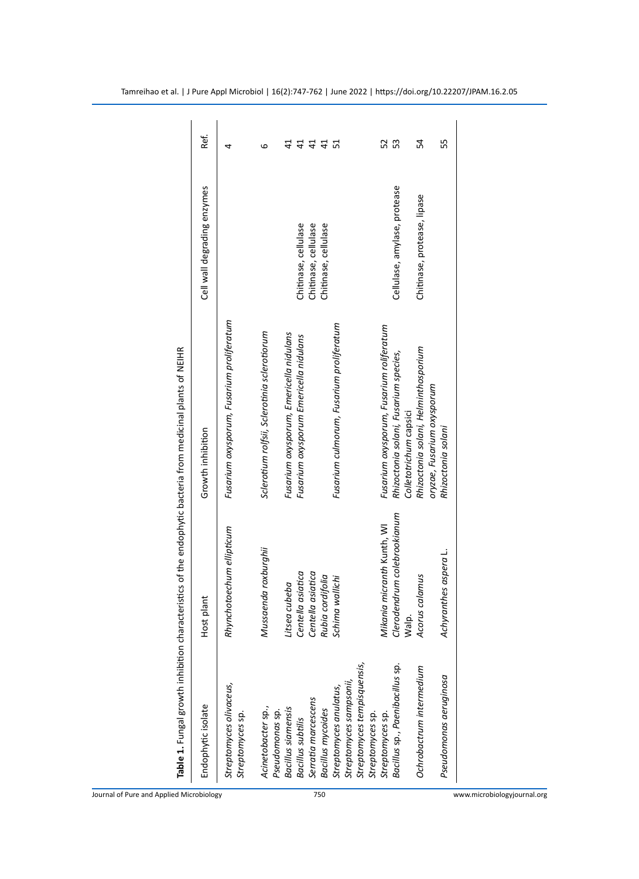**Table 1.** Fungal growth inhibition characteristics of the endophytic bacteria from medicinal plants of NEIHR

| Endophytic isolate | Host plant | Growth inhibition | Cell wall degrading enzymes | Ref. |
|---|---|---|---|---|
| *Streptomyces olivaceus, Streptomyces* sp. | *Rhynchotoechum ellipticum* | *Fusarium oxysporum, Fusarium proliferatum* | | 4 |
| *Acinetobacter* sp., *Pseudomonas* sp. | *Mussaenda roxburghii* | *Sclerotium rolfsii, Sclerotinia scleratiorum* | | 6 |
| *Bacillus siamensis* | *Litsea cubeba* | *Fusarium oxysporum, Emericella nidulans* | | 41 |
| *Bacillus subtilis* | *Centella asiatica* | *Fusarium oxysporum Emericella nidulans* | Chitinase, cellulase | 41 |
| *Serratia marcescens* | *Centella asiatica* | | Chitinase, cellulase | 41 |
| *Bacillus mycoides* | *Rubia cordifolia* | | Chitinase, cellulase | 41 |
| *Streptomyces anulatus, Streptomyces sampsonii, Streptomyces tempisquensis, Streptomyces* sp. | *Schima wallichi* | *Fusarium culmorum, Fusarium proliferatum* | | 51 |
| *Streptomyces* sp. | *Mikania micranth* Kunth, WI | *Fusarium oxysporum, Fusarium roliferatum* | | 52 |
| *Bacillus* sp., *Paenibacillus* sp. | *Clerodendrum colebrookianum* Walp. | *Rhizoctonia solani, Fusarium species, Colletotrichum capsici* | Cellulase, amylase, protease | 53 |
| *Ochrobactrum intermedium* | *Acorus calamus* | *Rhizoctonia solani, Helminthosporium oryzae, Fusarium oxysporum* | Chitinase, protease, lipase | 54 |
| *Pseudomonas aeruginosa* | *Achyranthes aspera* L. | *Rhizoctonia solani* | | 55 |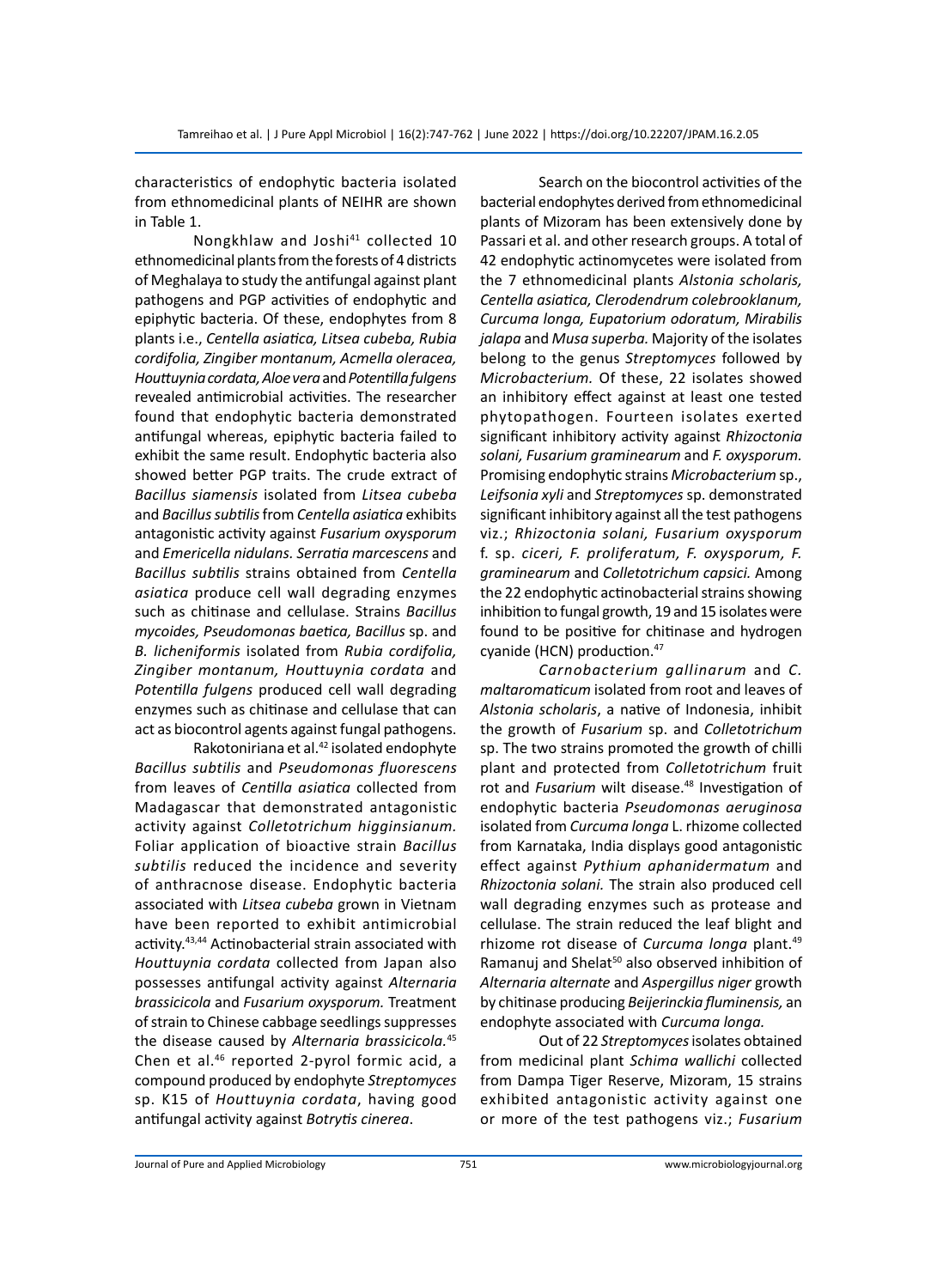characteristics of endophytic bacteria isolated from ethnomedicinal plants of NEIHR are shown in Table 1.

Nongkhlaw and Joshi[41] collected 10 ethnomedicinal plants from the forests of 4 districts of Meghalaya to study the antifungal against plant pathogens and PGP activities of endophytic and epiphytic bacteria. Of these, endophytes from 8 plants i.e., *Centella asiatica, Litsea cubeba, Rubia cordifolia, Zingiber montanum, Acmella oleracea, Houttuynia cordata, Aloe vera* and *Potentilla fulgens* revealed antimicrobial activities. The researcher found that endophytic bacteria demonstrated antifungal whereas, epiphytic bacteria failed to exhibit the same result. Endophytic bacteria also showed better PGP traits. The crude extract of *Bacillus siamensis* isolated from *Litsea cubeba* and *Bacillus subtilis* from *Centella asiatica* exhibits antagonistic activity against *Fusarium oxysporum* and *Emericella nidulans. Serratia marcescens* and *Bacillus subtilis* strains obtained from *Centella asiatica* produce cell wall degrading enzymes such as chitinase and cellulase. Strains *Bacillus mycoides, Pseudomonas baetica, Bacillus* sp. and *B. licheniformis* isolated from *Rubia cordifolia, Zingiber montanum, Houttuynia cordata* and *Potentilla fulgens* produced cell wall degrading enzymes such as chitinase and cellulase that can act as biocontrol agents against fungal pathogens.

Rakotoniriana et al.[42] isolated endophyte *Bacillus subtilis* and *Pseudomonas fluorescens* from leaves of *Centilla asiatica* collected from Madagascar that demonstrated antagonistic activity against *Colletotrichum higginsianum.* Foliar application of bioactive strain *Bacillus subtilis* reduced the incidence and severity of anthracnose disease. Endophytic bacteria associated with *Litsea cubeba* grown in Vietnam have been reported to exhibit antimicrobial activity.[43,44] Actinobacterial strain associated with *Houttuynia cordata* collected from Japan also possesses antifungal activity against *Alternaria brassicicola* and *Fusarium oxysporum.* Treatment of strain to Chinese cabbage seedlings suppresses the disease caused by *Alternaria brassicicola.*[45] Chen et al.[46] reported 2-pyrol formic acid, a compound produced by endophyte *Streptomyces* sp. K15 of *Houttuynia cordata*, having good antifungal activity against *Botrytis cinerea*.

Search on the biocontrol activities of the bacterial endophytes derived from ethnomedicinal plants of Mizoram has been extensively done by Passari et al. and other research groups. A total of 42 endophytic actinomycetes were isolated from the 7 ethnomedicinal plants *Alstonia scholaris, Centella asiatica, Clerodendrum colebrooklanum, Curcuma longa, Eupatorium odoratum, Mirabilis jalapa* and *Musa superba.* Majority of the isolates belong to the genus *Streptomyces* followed by *Microbacterium.* Of these, 22 isolates showed an inhibitory effect against at least one tested phytopathogen. Fourteen isolates exerted significant inhibitory activity against *Rhizoctonia solani, Fusarium graminearum* and *F. oxysporum.* Promising endophytic strains *Microbacterium* sp., *Leifsonia xyli* and *Streptomyces* sp. demonstrated significant inhibitory against all the test pathogens viz.; *Rhizoctonia solani, Fusarium oxysporum* f. sp. *ciceri, F. proliferatum, F. oxysporum, F. graminearum* and *Colletotrichum capsici.* Among the 22 endophytic actinobacterial strains showing inhibition to fungal growth, 19 and 15 isolates were found to be positive for chitinase and hydrogen cyanide (HCN) production.[47]

*Carnobacterium gallinarum* and *C. maltaromaticum* isolated from root and leaves of *Alstonia scholaris*, a native of Indonesia, inhibit the growth of *Fusarium* sp. and *Colletotrichum* sp. The two strains promoted the growth of chilli plant and protected from *Colletotrichum* fruit rot and *Fusarium* wilt disease.[48] Investigation of endophytic bacteria *Pseudomonas aeruginosa* isolated from *Curcuma longa* L. rhizome collected from Karnataka, India displays good antagonistic effect against *Pythium aphanidermatum* and *Rhizoctonia solani.* The strain also produced cell wall degrading enzymes such as protease and cellulase. The strain reduced the leaf blight and rhizome rot disease of *Curcuma longa* plant.[49] Ramanuj and Shelat[50] also observed inhibition of *Alternaria alternate* and *Aspergillus niger* growth by chitinase producing *Beijerinckia fluminensis,* an endophyte associated with *Curcuma longa.*

Out of 22 *Streptomyces* isolates obtained from medicinal plant *Schima wallichi* collected from Dampa Tiger Reserve, Mizoram, 15 strains exhibited antagonistic activity against one or more of the test pathogens viz.; *Fusarium*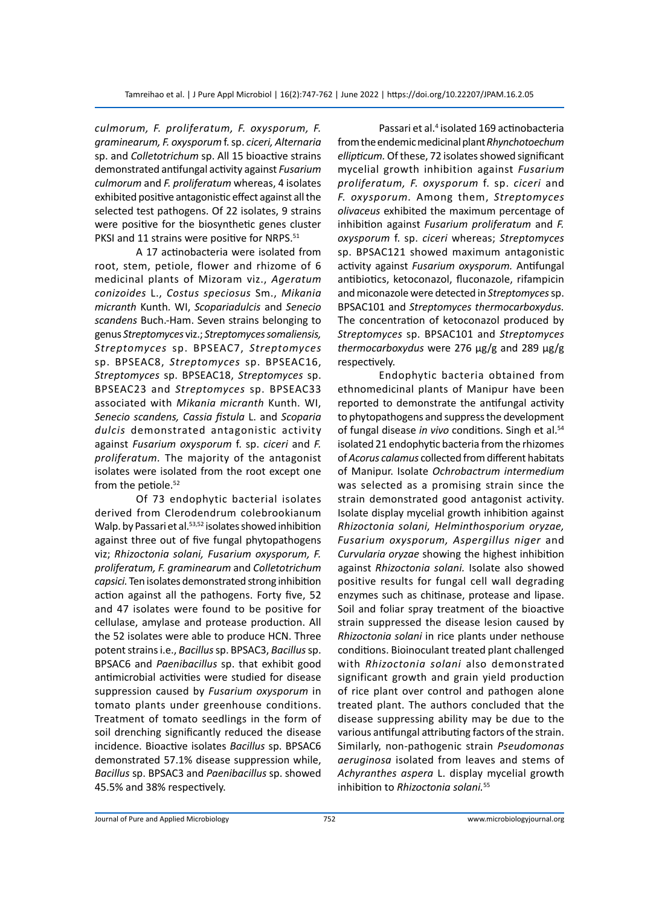*culmorum, F. proliferatum, F. oxysporum, F. graminearum, F. oxysporum* f. sp. *ciceri, Alternaria* sp. and *Colletotrichum* sp. All 15 bioactive strains demonstrated antifungal activity against *Fusarium culmorum* and *F. proliferatum* whereas, 4 isolates exhibited positive antagonistic effect against all the selected test pathogens. Of 22 isolates, 9 strains were positive for the biosynthetic genes cluster PKSI and 11 strains were positive for NRPS.[51]

A 17 actinobacteria were isolated from root, stem, petiole, flower and rhizome of 6 medicinal plants of Mizoram viz., *Ageratum conizoides* L., *Costus speciosus* Sm., *Mikania micranth* Kunth. WI, *Scopariadulcis* and *Senecio scandens* Buch.-Ham. Seven strains belonging to genus *Streptomyces* viz.; *Streptomyces somaliensis, Streptomyces* sp. BPSEAC7, *Streptomyces* sp. BPSEAC8, *Streptomyces* sp. BPSEAC16, *Streptomyces* sp. BPSEAC18, *Streptomyces* sp. BPSEAC23 and *Streptomyces* sp. BPSEAC33 associated with *Mikania micranth* Kunth. WI, *Senecio scandens, Cassia fistula* L. and *Scoparia dulcis* demonstrated antagonistic activity against *Fusarium oxysporum* f. sp. *ciceri* and *F. proliferatum*. The majority of the antagonist isolates were isolated from the root except one from the petiole.[52]

Of 73 endophytic bacterial isolates derived from Clerodendrum colebrookianum Walp. by Passari et al.[53,52] isolates showed inhibition against three out of five fungal phytopathogens viz; *Rhizoctonia solani, Fusarium oxysporum, F. proliferatum, F. graminearum* and *Colletotrichum capsici.* Ten isolates demonstrated strong inhibition action against all the pathogens. Forty five, 52 and 47 isolates were found to be positive for cellulase, amylase and protease production. All the 52 isolates were able to produce HCN. Three potent strains i.e., *Bacillus* sp. BPSAC3, *Bacillus* sp. BPSAC6 and *Paenibacillus* sp. that exhibit good antimicrobial activities were studied for disease suppression caused by *Fusarium oxysporum* in tomato plants under greenhouse conditions. Treatment of tomato seedlings in the form of soil drenching significantly reduced the disease incidence. Bioactive isolates *Bacillus* sp. BPSAC6 demonstrated 57.1% disease suppression while, *Bacillus* sp. BPSAC3 and *Paenibacillus* sp. showed 45.5% and 38% respectively.

Passari et al.[4] isolated 169 actinobacteria from the endemic medicinal plant *Rhynchotoechum ellipticum.* Of these, 72 isolates showed significant mycelial growth inhibition against *Fusarium proliferatum, F. oxysporum* f. sp. *ciceri* and *F. oxysporum.* Among them, *Streptomyces olivaceus* exhibited the maximum percentage of inhibition against *Fusarium proliferatum* and *F. oxysporum* f. sp. *ciceri* whereas; *Streptomyces* sp. BPSAC121 showed maximum antagonistic activity against *Fusarium oxysporum.* Antifungal antibiotics, ketoconazol, fluconazole, rifampicin and miconazole were detected in *Streptomyces* sp. BPSAC101 and *Streptomyces thermocarboxydus.* The concentration of ketoconazol produced by *Streptomyces* sp. BPSAC101 and *Streptomyces thermocarboxydus* were 276 µg/g and 289 µg/g respectively.

Endophytic bacteria obtained from ethnomedicinal plants of Manipur have been reported to demonstrate the antifungal activity to phytopathogens and suppress the development of fungal disease *in vivo* conditions. Singh et al.[54] isolated 21 endophytic bacteria from the rhizomes of *Acorus calamus* collected from different habitats of Manipur. Isolate *Ochrobactrum intermedium* was selected as a promising strain since the strain demonstrated good antagonist activity. Isolate display mycelial growth inhibition against *Rhizoctonia solani, Helminthosporium oryzae, Fusarium oxysporum, Aspergillus niger* and *Curvularia oryzae* showing the highest inhibition against *Rhizoctonia solani.* Isolate also showed positive results for fungal cell wall degrading enzymes such as chitinase, protease and lipase. Soil and foliar spray treatment of the bioactive strain suppressed the disease lesion caused by *Rhizoctonia solani* in rice plants under nethouse conditions. Bioinoculant treated plant challenged with *Rhizoctonia solani* also demonstrated significant growth and grain yield production of rice plant over control and pathogen alone treated plant. The authors concluded that the disease suppressing ability may be due to the various antifungal attributing factors of the strain. Similarly, non-pathogenic strain *Pseudomonas aeruginosa* isolated from leaves and stems of *Achyranthes aspera* L. display mycelial growth inhibition to *Rhizoctonia solani.*[55]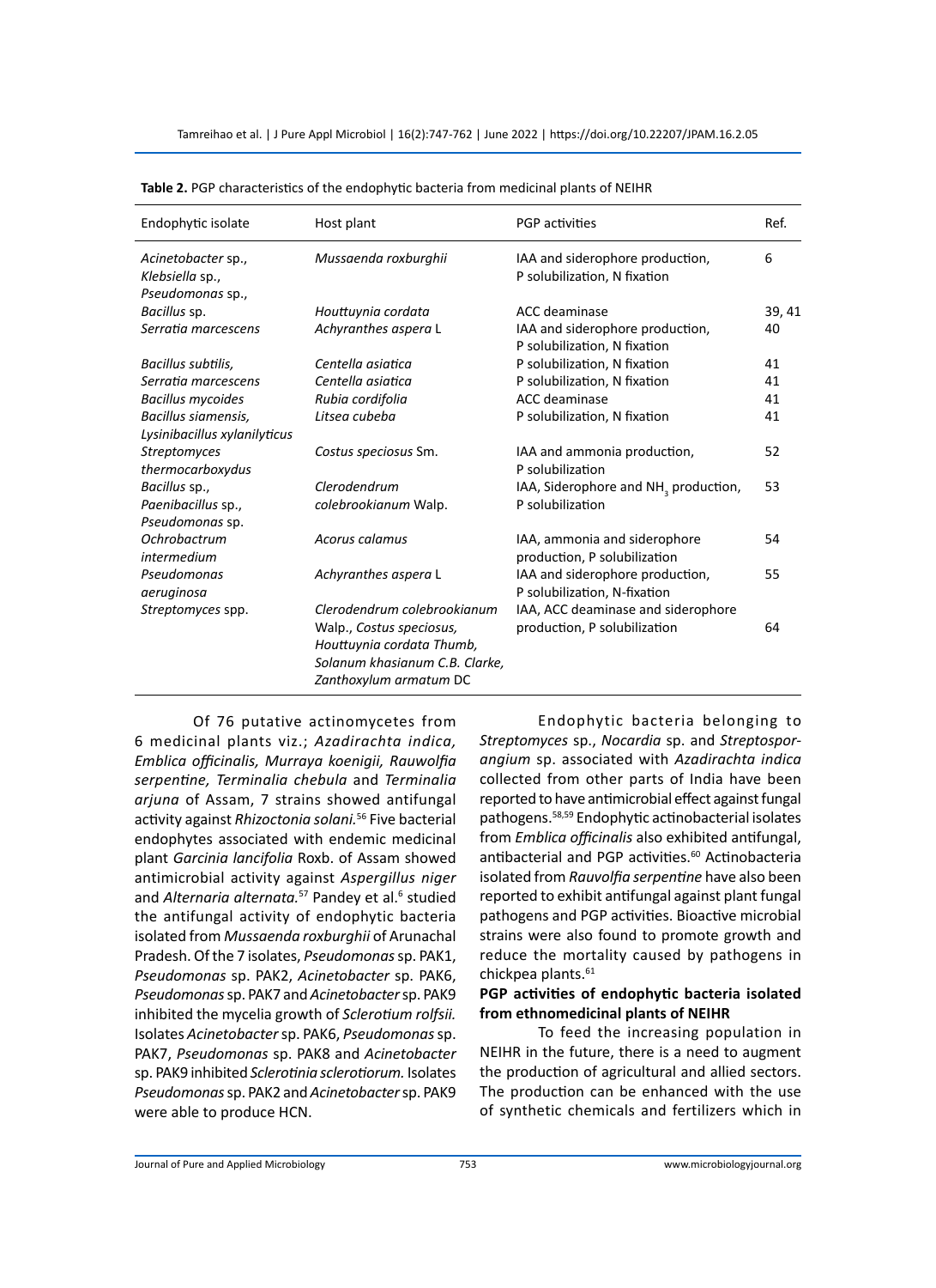**Table 2.** PGP characteristics of the endophytic bacteria from medicinal plants of NEIHR

| Endophytic isolate | Host plant | PGP activities | Ref. |
|---|---|---|---|
| *Acinetobacter* sp., *Klebsiella* sp., *Pseudomonas* sp., | *Mussaenda roxburghii* | IAA and siderophore production, P solubilization, N fixation | 6 |
| *Bacillus* sp. | *Houttuynia cordata* | ACC deaminase | 39, 41 |
| *Serratia marcescens* | *Achyranthes aspera* L | IAA and siderophore production, P solubilization, N fixation | 40 |
| *Bacillus subtilis,* | *Centella asiatica* | P solubilization, N fixation | 41 |
| *Serratia marcescens* | *Centella asiatica* | P solubilization, N fixation | 41 |
| *Bacillus mycoides* | *Rubia cordifolia* | ACC deaminase | 41 |
| *Bacillus siamensis, Lysinibacillus xylanilyticus* | *Litsea cubeba* | P solubilization, N fixation | 41 |
| *Streptomyces thermocarboxydus* | *Costus speciosus* Sm. | IAA and ammonia production, P solubilization | 52 |
| *Bacillus* sp., *Paenibacillus* sp., *Pseudomonas* sp. | *Clerodendrum colebrookianum* Walp. | IAA, Siderophore and $NH_3$ production, P solubilization | 53 |
| *Ochrobactrum intermedium* | *Acorus calamus* | IAA, ammonia and siderophore production, P solubilization | 54 |
| *Pseudomonas aeruginosa* | *Achyranthes aspera* L | IAA and siderophore production, P solubilization, N-fixation | 55 |
| *Streptomyces* spp. | *Clerodendrum colebrookianum* Walp., *Costus speciosus, Houttuynia cordata* Thumb, *Solanum khasianum C.B. Clarke, Zanthoxylum armatum* DC | IAA, ACC deaminase and siderophore production, P solubilization | 64 |

Of 76 putative actinomycetes from 6 medicinal plants viz.; *Azadirachta indica, Emblica officinalis, Murraya koenigii, Rauwolfia serpentine, Terminalia chebula* and *Terminalia arjuna* of Assam, 7 strains showed antifungal activity against *Rhizoctonia solani.*[56] Five bacterial endophytes associated with endemic medicinal plant *Garcinia lancifolia* Roxb. of Assam showed antimicrobial activity against *Aspergillus niger* and *Alternaria alternata.*[57] Pandey et al.[6] studied the antifungal activity of endophytic bacteria isolated from *Mussaenda roxburghii* of Arunachal Pradesh. Of the 7 isolates, *Pseudomonas* sp. PAK1, *Pseudomonas* sp. PAK2, *Acinetobacter* sp. PAK6, *Pseudomonas* sp. PAK7 and *Acinetobacter* sp. PAK9 inhibited the mycelia growth of *Sclerotium rolfsii.* Isolates *Acinetobacter* sp. PAK6, *Pseudomonas* sp. PAK7, *Pseudomonas* sp. PAK8 and *Acinetobacter* sp. PAK9 inhibited *Sclerotinia sclerotiorum.* Isolates *Pseudomonas* sp. PAK2 and *Acinetobacter* sp. PAK9 were able to produce HCN.

Endophytic bacteria belonging to *Streptomyces* sp., *Nocardia* sp. and *Streptosporangium* sp. associated with *Azadirachta indica* collected from other parts of India have been reported to have antimicrobial effect against fungal pathogens.[58,59] Endophytic actinobacterial isolates from *Emblica officinalis* also exhibited antifungal, antibacterial and PGP activities.[60] Actinobacteria isolated from *Rauvolfia serpentine* have also been reported to exhibit antifungal against plant fungal pathogens and PGP activities. Bioactive microbial strains were also found to promote growth and reduce the mortality caused by pathogens in chickpea plants.[61]

**PGP activities of endophytic bacteria isolated from ethnomedicinal plants of NEIHR**

To feed the increasing population in NEIHR in the future, there is a need to augment the production of agricultural and allied sectors. The production can be enhanced with the use of synthetic chemicals and fertilizers which in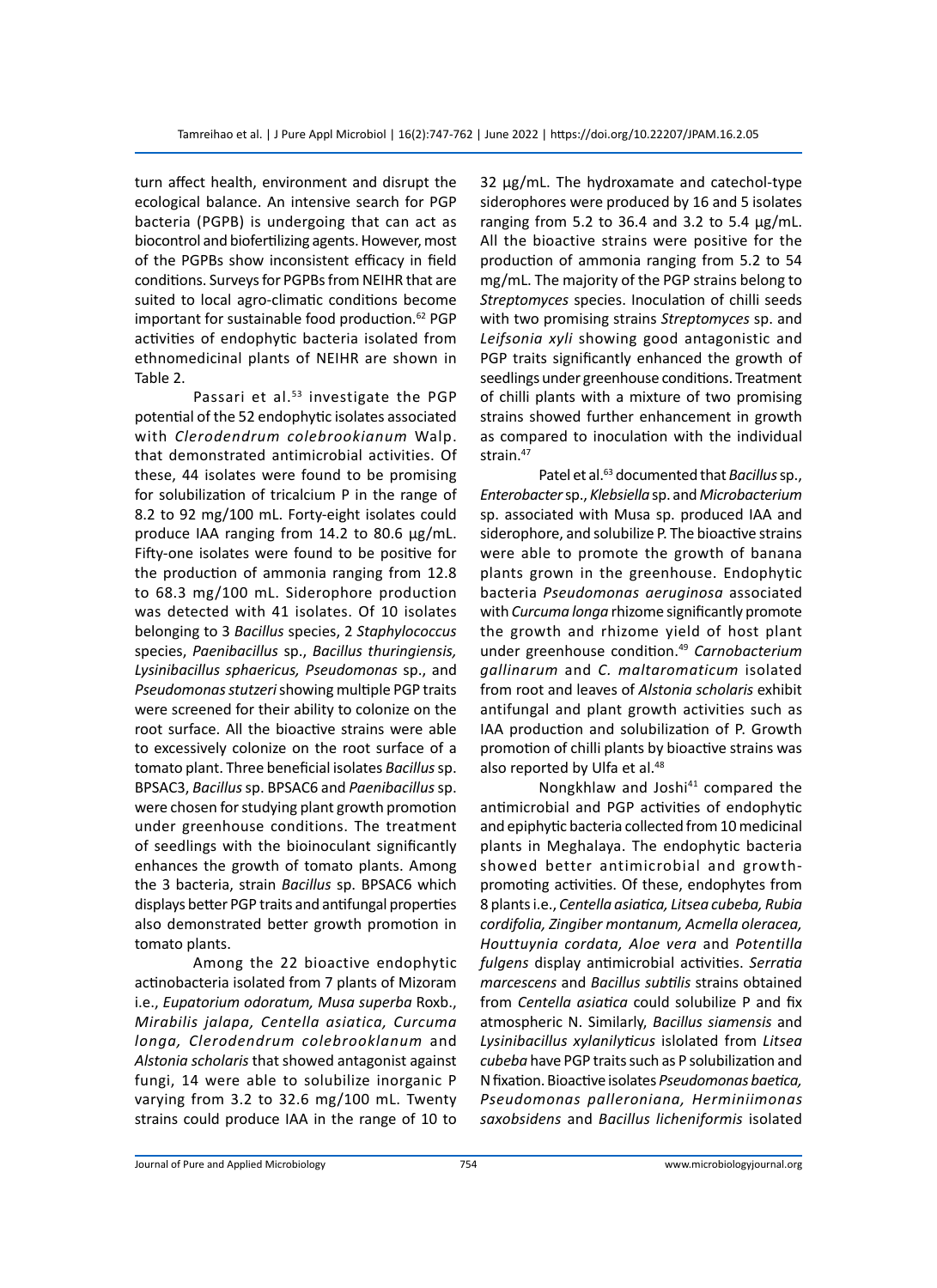turn affect health, environment and disrupt the ecological balance. An intensive search for PGP bacteria (PGPB) is undergoing that can act as biocontrol and biofertilizing agents. However, most of the PGPBs show inconsistent efficacy in field conditions. Surveys for PGPBs from NEIHR that are suited to local agro-climatic conditions become important for sustainable food production.[62] PGP activities of endophytic bacteria isolated from ethnomedicinal plants of NEIHR are shown in Table 2.

Passari et al.[53] investigate the PGP potential of the 52 endophytic isolates associated with *Clerodendrum colebrookianum* Walp. that demonstrated antimicrobial activities. Of these, 44 isolates were found to be promising for solubilization of tricalcium P in the range of 8.2 to 92 mg/100 mL. Forty-eight isolates could produce IAA ranging from 14.2 to 80.6 µg/mL. Fifty-one isolates were found to be positive for the production of ammonia ranging from 12.8 to 68.3 mg/100 mL. Siderophore production was detected with 41 isolates. Of 10 isolates belonging to 3 *Bacillus* species, 2 *Staphylococcus* species, *Paenibacillus* sp., *Bacillus thuringiensis, Lysinibacillus sphaericus, Pseudomonas* sp., and *Pseudomonas stutzeri* showing multiple PGP traits were screened for their ability to colonize on the root surface. All the bioactive strains were able to excessively colonize on the root surface of a tomato plant. Three beneficial isolates *Bacillus* sp. BPSAC3, *Bacillus* sp. BPSAC6 and *Paenibacillus* sp. were chosen for studying plant growth promotion under greenhouse conditions. The treatment of seedlings with the bioinoculant significantly enhances the growth of tomato plants. Among the 3 bacteria, strain *Bacillus* sp. BPSAC6 which displays better PGP traits and antifungal properties also demonstrated better growth promotion in tomato plants.

Among the 22 bioactive endophytic actinobacteria isolated from 7 plants of Mizoram i.e., *Eupatorium odoratum, Musa superba* Roxb., *Mirabilis jalapa, Centella asiatica, Curcuma longa, Clerodendrum colebrooklanum* and *Alstonia scholaris* that showed antagonist against fungi, 14 were able to solubilize inorganic P varying from 3.2 to 32.6 mg/100 mL. Twenty strains could produce IAA in the range of 10 to 32 µg/mL. The hydroxamate and catechol-type siderophores were produced by 16 and 5 isolates ranging from 5.2 to 36.4 and 3.2 to 5.4 µg/mL. All the bioactive strains were positive for the production of ammonia ranging from 5.2 to 54 mg/mL. The majority of the PGP strains belong to *Streptomyces* species. Inoculation of chilli seeds with two promising strains *Streptomyces* sp. and *Leifsonia xyli* showing good antagonistic and PGP traits significantly enhanced the growth of seedlings under greenhouse conditions. Treatment of chilli plants with a mixture of two promising strains showed further enhancement in growth as compared to inoculation with the individual strain.[47]

Patel et al.[63] documented that *Bacillus* sp., *Enterobacter* sp., *Klebsiella* sp. and *Microbacterium* sp. associated with Musa sp. produced IAA and siderophore, and solubilize P. The bioactive strains were able to promote the growth of banana plants grown in the greenhouse. Endophytic bacteria *Pseudomonas aeruginosa* associated with *Curcuma longa* rhizome significantly promote the growth and rhizome yield of host plant under greenhouse condition.[49] *Carnobacterium gallinarum* and *C. maltaromaticum* isolated from root and leaves of *Alstonia scholaris* exhibit antifungal and plant growth activities such as IAA production and solubilization of P. Growth promotion of chilli plants by bioactive strains was also reported by Ulfa et al.[48]

Nongkhlaw and Joshi[41] compared the antimicrobial and PGP activities of endophytic and epiphytic bacteria collected from 10 medicinal plants in Meghalaya. The endophytic bacteria showed better antimicrobial and growth-promoting activities. Of these, endophytes from 8 plants i.e., *Centella asiatica, Litsea cubeba, Rubia cordifolia, Zingiber montanum, Acmella oleracea, Houttuynia cordata, Aloe vera* and *Potentilla fulgens* display antimicrobial activities. *Serratia marcescens* and *Bacillus subtilis* strains obtained from *Centella asiatica* could solubilize P and fix atmospheric N. Similarly, *Bacillus siamensis* and *Lysinibacillus xylanilyticus* isolated from *Litsea cubeba* have PGP traits such as P solubilization and N fixation. Bioactive isolates *Pseudomonas baetica, Pseudomonas palleroniana, Herminiimonas saxobsidens* and *Bacillus licheniformis* isolated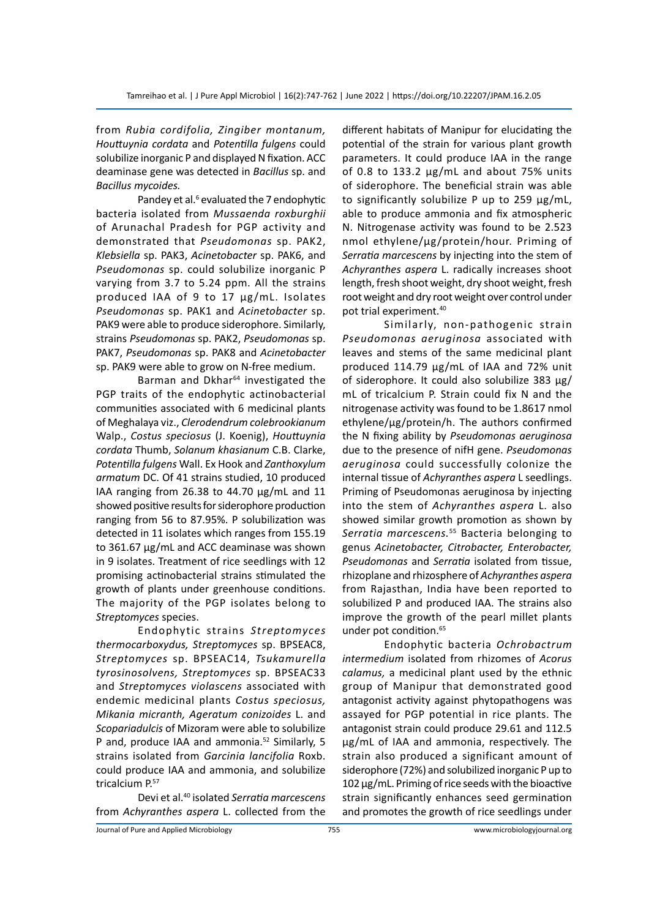from *Rubia cordifolia, Zingiber montanum, Houttuynia cordata* and *Potentilla fulgens* could solubilize inorganic P and displayed N fixation. ACC deaminase gene was detected in *Bacillus* sp. and *Bacillus mycoides.*

Pandey et al.[6] evaluated the 7 endophytic bacteria isolated from *Mussaenda roxburghii* of Arunachal Pradesh for PGP activity and demonstrated that *Pseudomonas* sp. PAK2, *Klebsiella* sp. PAK3, *Acinetobacter* sp. PAK6, and *Pseudomonas* sp. could solubilize inorganic P varying from 3.7 to 5.24 ppm. All the strains produced IAA of 9 to 17 µg/mL. Isolates *Pseudomonas* sp. PAK1 and *Acinetobacter* sp. PAK9 were able to produce siderophore. Similarly, strains *Pseudomonas* sp. PAK2, *Pseudomonas* sp. PAK7, *Pseudomonas* sp. PAK8 and *Acinetobacter* sp. PAK9 were able to grow on N-free medium.

Barman and Dkhar[64] investigated the PGP traits of the endophytic actinobacterial communities associated with 6 medicinal plants of Meghalaya viz., *Clerodendrum colebrookianum* Walp., *Costus speciosus* (J. Koenig), *Houttuynia cordata* Thumb, *Solanum khasianum* C.B. Clarke, *Potentilla fulgens* Wall. Ex Hook and *Zanthoxylum armatum* DC. Of 41 strains studied, 10 produced IAA ranging from 26.38 to 44.70 µg/mL and 11 showed positive results for siderophore production ranging from 56 to 87.95%. P solubilization was detected in 11 isolates which ranges from 155.19 to 361.67 µg/mL and ACC deaminase was shown in 9 isolates. Treatment of rice seedlings with 12 promising actinobacterial strains stimulated the growth of plants under greenhouse conditions. The majority of the PGP isolates belong to *Streptomyces* species.

Endophytic strains *Streptomyces thermocarboxydus, Streptomyces* sp. BPSEAC8, *Streptomyces* sp. BPSEAC14, *Tsukamurella tyrosinosolvens, Streptomyces* sp. BPSEAC33 and *Streptomyces violascens* associated with endemic medicinal plants *Costus speciosus, Mikania micranth, Ageratum conizoides* L. and *Scopariadulcis* of Mizoram were able to solubilize P and, produce IAA and ammonia.[52] Similarly, 5 strains isolated from *Garcinia lancifolia* Roxb. could produce IAA and ammonia, and solubilize tricalcium P.[57]

Devi et al.[40] isolated *Serratia marcescens* from *Achyranthes aspera* L. collected from the different habitats of Manipur for elucidating the potential of the strain for various plant growth parameters. It could produce IAA in the range of 0.8 to 133.2 µg/mL and about 75% units of siderophore. The beneficial strain was able to significantly solubilize P up to 259 µg/mL, able to produce ammonia and fix atmospheric N. Nitrogenase activity was found to be 2.523 nmol ethylene/µg/protein/hour. Priming of *Serratia marcescens* by injecting into the stem of *Achyranthes aspera* L. radically increases shoot length, fresh shoot weight, dry shoot weight, fresh root weight and dry root weight over control under pot trial experiment.[40]

Similarly, non-pathogenic strain *Pseudomonas aeruginosa* associated with leaves and stems of the same medicinal plant produced 114.79 µg/mL of IAA and 72% unit of siderophore. It could also solubilize 383 µg/mL of tricalcium P. Strain could fix N and the nitrogenase activity was found to be 1.8617 nmol ethylene/µg/protein/h. The authors confirmed the N fixing ability by *Pseudomonas aeruginosa* due to the presence of nifH gene. *Pseudomonas aeruginosa* could successfully colonize the internal tissue of *Achyranthes aspera* L seedlings. Priming of Pseudomonas aeruginosa by injecting into the stem of *Achyranthes aspera* L. also showed similar growth promotion as shown by *Serratia marcescens*.[55] Bacteria belonging to genus *Acinetobacter, Citrobacter, Enterobacter, Pseudomonas* and *Serratia* isolated from tissue, rhizoplane and rhizosphere of *Achyranthes aspera* from Rajasthan, India have been reported to solubilized P and produced IAA. The strains also improve the growth of the pearl millet plants under pot condition.[65]

Endophytic bacteria *Ochrobactrum intermedium* isolated from rhizomes of *Acorus calamus,* a medicinal plant used by the ethnic group of Manipur that demonstrated good antagonist activity against phytopathogens was assayed for PGP potential in rice plants. The antagonist strain could produce 29.61 and 112.5 µg/mL of IAA and ammonia, respectively. The strain also produced a significant amount of siderophore (72%) and solubilized inorganic P up to 102 µg/mL. Priming of rice seeds with the bioactive strain significantly enhances seed germination and promotes the growth of rice seedlings under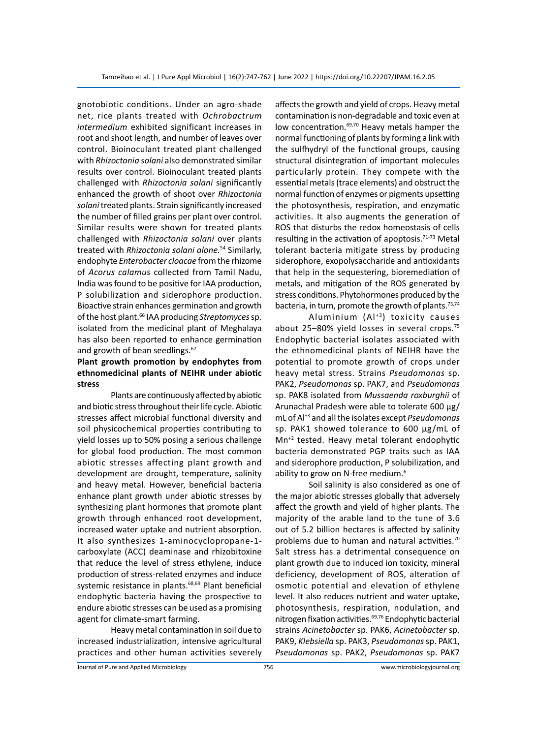gnotobiotic conditions. Under an agro-shade net, rice plants treated with *Ochrobactrum intermedium* exhibited significant increases in root and shoot length, and number of leaves over control. Bioinoculant treated plant challenged with *Rhizoctonia solani* also demonstrated similar results over control. Bioinoculant treated plants challenged with *Rhizoctonia solani* significantly enhanced the growth of shoot over *Rhizoctonia solani* treated plants. Strain significantly increased the number of filled grains per plant over control. Similar results were shown for treated plants challenged with *Rhizoctonia solani* over plants treated with *Rhizoctonia solani alone.*[54] Similarly, endophyte *Enterobacter cloacae* from the rhizome of *Acorus calamus* collected from Tamil Nadu, India was found to be positive for IAA production, P solubilization and siderophore production. Bioactive strain enhances germination and growth of the host plant.[66] IAA producing *Streptomyces* sp. isolated from the medicinal plant of Meghalaya has also been reported to enhance germination and growth of bean seedlings.[67]

**Plant growth promotion by endophytes from ethnomedicinal plants of NEIHR under abiotic stress**

Plants are continuously affected by abiotic and biotic stress throughout their life cycle. Abiotic stresses affect microbial functional diversity and soil physicochemical properties contributing to yield losses up to 50% posing a serious challenge for global food production. The most common abiotic stresses affecting plant growth and development are drought, temperature, salinity and heavy metal. However, beneficial bacteria enhance plant growth under abiotic stresses by synthesizing plant hormones that promote plant growth through enhanced root development, increased water uptake and nutrient absorption. It also synthesizes 1-aminocyclopropane-1-carboxylate (ACC) deaminase and rhizobitoxine that reduce the level of stress ethylene, induce production of stress-related enzymes and induce systemic resistance in plants.[68,69] Plant beneficial endophytic bacteria having the prospective to endure abiotic stresses can be used as a promising agent for climate-smart farming.

Heavy metal contamination in soil due to increased industrialization, intensive agricultural practices and other human activities severely affects the growth and yield of crops. Heavy metal contamination is non-degradable and toxic even at low concentration.[69,70] Heavy metals hamper the normal functioning of plants by forming a link with the sulfhydryl of the functional groups, causing structural disintegration of important molecules particularly protein. They compete with the essential metals (trace elements) and obstruct the normal function of enzymes or pigments upsetting the photosynthesis, respiration, and enzymatic activities. It also augments the generation of ROS that disturbs the redox homeostasis of cells resulting in the activation of apoptosis.[71-73] Metal tolerant bacteria mitigate stress by producing siderophore, exopolysaccharide and antioxidants that help in the sequestering, bioremediation of metals, and mitigation of the ROS generated by stress conditions. Phytohormones produced by the bacteria, in turn, promote the growth of plants.[73,74]

Aluminium ($Al^{+3}$) toxicity causes about 25–80% yield losses in several crops.[75] Endophytic bacterial isolates associated with the ethnomedicinal plants of NEIHR have the potential to promote growth of crops under heavy metal stress. Strains *Pseudomonas* sp. PAK2, *Pseudomonas* sp. PAK7, and *Pseudomonas* sp. PAK8 isolated from *Mussaenda roxburghii* of Arunachal Pradesh were able to tolerate 600 µg/mL of $Al^{+3}$ and all the isolates except *Pseudomonas* sp. PAK1 showed tolerance to 600 µg/mL of $Mn^{+2}$ tested. Heavy metal tolerant endophytic bacteria demonstrated PGP traits such as IAA and siderophore production, P solubilization, and ability to grow on N-free medium.[6]

Soil salinity is also considered as one of the major abiotic stresses globally that adversely affect the growth and yield of higher plants. The majority of the arable land to the tune of 3.6 out of 5.2 billion hectares is affected by salinity problems due to human and natural activities.[70] Salt stress has a detrimental consequence on plant growth due to induced ion toxicity, mineral deficiency, development of ROS, alteration of osmotic potential and elevation of ethylene level. It also reduces nutrient and water uptake, photosynthesis, respiration, nodulation, and nitrogen fixation activities.[69,76] Endophytic bacterial strains *Acinetobacter* sp. PAK6, *Acinetobacter* sp. PAK9, *Klebsiella* sp. PAK3, *Pseudomonas* sp. PAK1, *Pseudomonas* sp. PAK2, *Pseudomonas* sp. PAK7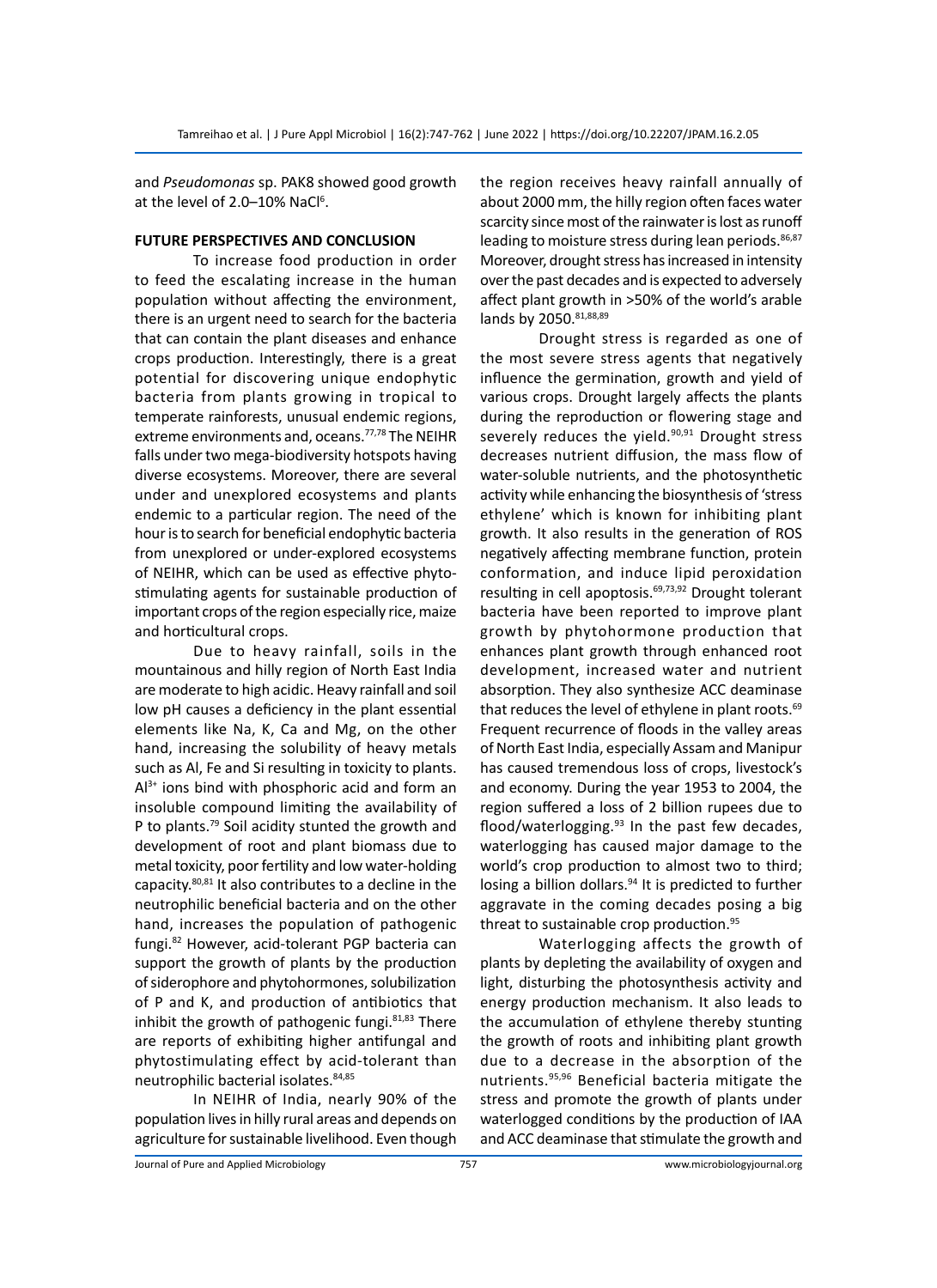and *Pseudomonas* sp. PAK8 showed good growth at the level of 2.0–10% NaCl[6].

## FUTURE PERSPECTIVES AND CONCLUSION

To increase food production in order to feed the escalating increase in the human population without affecting the environment, there is an urgent need to search for the bacteria that can contain the plant diseases and enhance crops production. Interestingly, there is a great potential for discovering unique endophytic bacteria from plants growing in tropical to temperate rainforests, unusual endemic regions, extreme environments and, oceans.[77,78] The NEIHR falls under two mega-biodiversity hotspots having diverse ecosystems. Moreover, there are several under and unexplored ecosystems and plants endemic to a particular region. The need of the hour is to search for beneficial endophytic bacteria from unexplored or under-explored ecosystems of NEIHR, which can be used as effective phyto-stimulating agents for sustainable production of important crops of the region especially rice, maize and horticultural crops.

Due to heavy rainfall, soils in the mountainous and hilly region of North East India are moderate to high acidic. Heavy rainfall and soil low pH causes a deficiency in the plant essential elements like Na, K, Ca and Mg, on the other hand, increasing the solubility of heavy metals such as Al, Fe and Si resulting in toxicity to plants. $Al^{3+}$ ions bind with phosphoric acid and form an insoluble compound limiting the availability of P to plants.[79] Soil acidity stunted the growth and development of root and plant biomass due to metal toxicity, poor fertility and low water-holding capacity.[80,81] It also contributes to a decline in the neutrophilic beneficial bacteria and on the other hand, increases the population of pathogenic fungi.[82] However, acid-tolerant PGP bacteria can support the growth of plants by the production of siderophore and phytohormones, solubilization of P and K, and production of antibiotics that inhibit the growth of pathogenic fungi.[81,83] There are reports of exhibiting higher antifungal and phytostimulating effect by acid-tolerant than neutrophilic bacterial isolates.[84,85]

In NEIHR of India, nearly 90% of the population lives in hilly rural areas and depends on agriculture for sustainable livelihood. Even though the region receives heavy rainfall annually of about 2000 mm, the hilly region often faces water scarcity since most of the rainwater is lost as runoff leading to moisture stress during lean periods.[86,87] Moreover, drought stress has increased in intensity over the past decades and is expected to adversely affect plant growth in >50% of the world's arable lands by 2050.[81,88,89]

Drought stress is regarded as one of the most severe stress agents that negatively influence the germination, growth and yield of various crops. Drought largely affects the plants during the reproduction or flowering stage and severely reduces the yield.[90,91] Drought stress decreases nutrient diffusion, the mass flow of water-soluble nutrients, and the photosynthetic activity while enhancing the biosynthesis of 'stress ethylene' which is known for inhibiting plant growth. It also results in the generation of ROS negatively affecting membrane function, protein conformation, and induce lipid peroxidation resulting in cell apoptosis.[69,73,92] Drought tolerant bacteria have been reported to improve plant growth by phytohormone production that enhances plant growth through enhanced root development, increased water and nutrient absorption. They also synthesize ACC deaminase that reduces the level of ethylene in plant roots.[69] Frequent recurrence of floods in the valley areas of North East India, especially Assam and Manipur has caused tremendous loss of crops, livestock's and economy. During the year 1953 to 2004, the region suffered a loss of 2 billion rupees due to flood/waterlogging.[93] In the past few decades, waterlogging has caused major damage to the world's crop production to almost two to third; losing a billion dollars.[94] It is predicted to further aggravate in the coming decades posing a big threat to sustainable crop production.[95]

Waterlogging affects the growth of plants by depleting the availability of oxygen and light, disturbing the photosynthesis activity and energy production mechanism. It also leads to the accumulation of ethylene thereby stunting the growth of roots and inhibiting plant growth due to a decrease in the absorption of the nutrients.[95,96] Beneficial bacteria mitigate the stress and promote the growth of plants under waterlogged conditions by the production of IAA and ACC deaminase that stimulate the growth and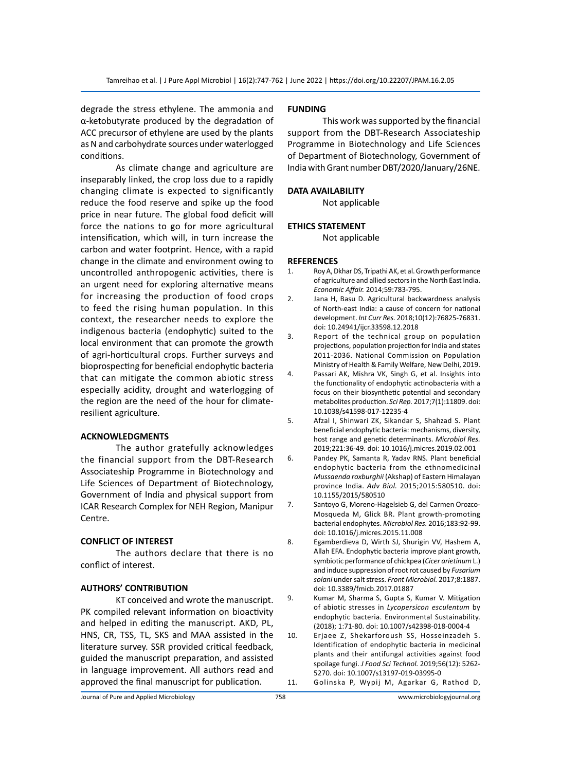degrade the stress ethylene. The ammonia and α-ketobutyrate produced by the degradation of ACC precursor of ethylene are used by the plants as N and carbohydrate sources under waterlogged conditions.

As climate change and agriculture are inseparably linked, the crop loss due to a rapidly changing climate is expected to significantly reduce the food reserve and spike up the food price in near future. The global food deficit will force the nations to go for more agricultural intensification, which will, in turn increase the carbon and water footprint. Hence, with a rapid change in the climate and environment owing to uncontrolled anthropogenic activities, there is an urgent need for exploring alternative means for increasing the production of food crops to feed the rising human population. In this context, the researcher needs to explore the indigenous bacteria (endophytic) suited to the local environment that can promote the growth of agri-horticultural crops. Further surveys and bioprospecting for beneficial endophytic bacteria that can mitigate the common abiotic stress especially acidity, drought and waterlogging of the region are the need of the hour for climate-resilient agriculture.

## ACKNOWLEDGMENTS

The author gratefully acknowledges the financial support from the DBT-Research Associateship Programme in Biotechnology and Life Sciences of Department of Biotechnology, Government of India and physical support from ICAR Research Complex for NEH Region, Manipur Centre.

## CONFLICT OF INTEREST

The authors declare that there is no conflict of interest.

## AUTHORS' CONTRIBUTION

KT conceived and wrote the manuscript. PK compiled relevant information on bioactivity and helped in editing the manuscript. AKD, PL, HNS, CR, TSS, TL, SKS and MAA assisted in the literature survey. SSR provided critical feedback, guided the manuscript preparation, and assisted in language improvement. All authors read and approved the final manuscript for publication.

## FUNDING

This work was supported by the financial support from the DBT-Research Associateship Programme in Biotechnology and Life Sciences of Department of Biotechnology, Government of India with Grant number DBT/2020/January/26NE.

## DATA AVAILABILITY

Not applicable

## ETHICS STATEMENT

Not applicable

## REFERENCES

1. Roy A, Dkhar DS, Tripathi AK, et al. Growth performance of agriculture and allied sectors in the North East India. *Economic Affair.* 2014;59:783-795.
2. Jana H, Basu D. Agricultural backwardness analysis of North-east India: a cause of concern for national development. *Int Curr Res.* 2018;10(12):76825-76831. doi: 10.24941/ijcr.33598.12.2018
3. Report of the technical group on population projections, population projection for India and states 2011-2036. National Commission on Population Ministry of Health & Family Welfare, New Delhi, 2019.
4. Passari AK, Mishra VK, Singh G, et al. Insights into the functionality of endophytic actinobacteria with a focus on their biosynthetic potential and secondary metabolites production. *Sci Rep.* 2017;7(1):11809. doi: 10.1038/s41598-017-12235-4
5. Afzal I, Shinwari ZK, Sikandar S, Shahzad S. Plant beneficial endophytic bacteria: mechanisms, diversity, host range and genetic determinants. *Microbiol Res.* 2019;221:36-49. doi: 10.1016/j.micres.2019.02.001
6. Pandey PK, Samanta R, Yadav RNS. Plant beneficial endophytic bacteria from the ethnomedicinal *Mussaenda roxburghii* (Akshap) of Eastern Himalayan province India. *Adv Biol.* 2015;2015:580510. doi: 10.1155/2015/580510
7. Santoyo G, Moreno-Hagelsieb G, del Carmen Orozco-Mosqueda M, Glick BR. Plant growth-promoting bacterial endophytes. *Microbiol Res.* 2016;183:92-99. doi: 10.1016/j.micres.2015.11.008
8. Egamberdieva D, Wirth SJ, Shurigin VV, Hashem A, Allah EFA. Endophytic bacteria improve plant growth, symbiotic performance of chickpea (*Cicer arietinum* L.) and induce suppression of root rot caused by *Fusarium solani* under salt stress. *Front Microbiol.* 2017;8:1887. doi: 10.3389/fmicb.2017.01887
9. Kumar M, Sharma S, Gupta S, Kumar V. Mitigation of abiotic stresses in *Lycopersicon esculentum* by endophytic bacteria. Environmental Sustainability. (2018); 1:71-80. doi: 10.1007/s42398-018-0004-4
10. Erjaee Z, Shekarforoush SS, Hosseinzadeh S. Identification of endophytic bacteria in medicinal plants and their antifungal activities against food spoilage fungi. *J Food Sci Technol.* 2019;56(12): 5262-5270. doi: 10.1007/s13197-019-03995-0
11. Golinska P, Wypij M, Agarkar G, Rathod D,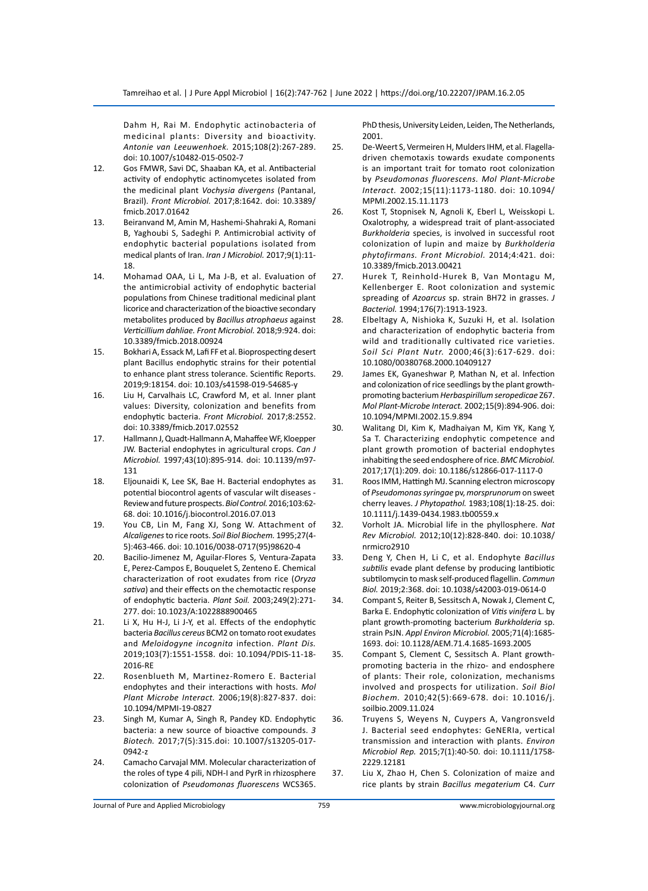Dahm H, Rai M. Endophytic actinobacteria of medicinal plants: Diversity and bioactivity. *Antonie van Leeuwenhoek.* 2015;108(2):267-289. doi: 10.1007/s10482-015-0502-7

12. Gos FMWR, Savi DC, Shaaban KA, et al. Antibacterial activity of endophytic actinomycetes isolated from the medicinal plant *Vochysia divergens* (Pantanal, Brazil). *Front Microbiol.* 2017;8:1642. doi: 10.3389/fmicb.2017.01642
13. Beiranvand M, Amin M, Hashemi-Shahraki A, Romani B, Yaghoubi S, Sadeghi P. Antimicrobial activity of endophytic bacterial populations isolated from medical plants of Iran. *Iran J Microbiol.* 2017;9(1):11-18.
14. Mohamad OAA, Li L, Ma J-B, et al. Evaluation of the antimicrobial activity of endophytic bacterial populations from Chinese traditional medicinal plant licorice and characterization of the bioactive secondary metabolites produced by *Bacillus atrophaeus* against *Verticillium dahliae. Front Microbiol.* 2018;9:924. doi: 10.3389/fmicb.2018.00924
15. Bokhari A, Essack M, Lafi FF et al. Bioprospecting desert plant Bacillus endophytic strains for their potential to enhance plant stress tolerance. Scientific Reports. 2019;9:18154. doi: 10.103/s41598-019-54685-y
16. Liu H, Carvalhais LC, Crawford M, et al. Inner plant values: Diversity, colonization and benefits from endophytic bacteria. *Front Microbiol.* 2017;8:2552. doi: 10.3389/fmicb.2017.02552
17. Hallmann J, Quadt-Hallmann A, Mahaffee WF, Kloepper JW. Bacterial endophytes in agricultural crops. *Can J Microbiol.* 1997;43(10):895-914. doi: 10.1139/m97-131
18. Eljounaidi K, Lee SK, Bae H. Bacterial endophytes as potential biocontrol agents of vascular wilt diseases - Review and future prospects. *Biol Control.* 2016;103:62-68. doi: 10.1016/j.biocontrol.2016.07.013
19. You CB, Lin M, Fang XJ, Song W. Attachment of *Alcaligenes* to rice roots. *Soil Biol Biochem.* 1995;27(4-5):463-466. doi: 10.1016/0038-0717(95)98620-4
20. Bacilio-Jimenez M, Aguilar-Flores S, Ventura-Zapata E, Perez-Campos E, Bouquelet S, Zenteno E. Chemical characterization of root exudates from rice (*Oryza sativa*) and their effects on the chemotactic response of endophytic bacteria. *Plant Soil.* 2003;249(2):271-277. doi: 10.1023/A:1022888900465
21. Li X, Hu H-J, Li J-Y, et al. Effects of the endophytic bacteria *Bacillus cereus* BCM2 on tomato root exudates and *Meloidogyne incognita* infection. *Plant Dis.* 2019;103(7):1551-1558. doi: 10.1094/PDIS-11-18-2016-RE
22. Rosenblueth M, Martinez-Romero E. Bacterial endophytes and their interactions with hosts. *Mol Plant Microbe Interact.* 2006;19(8):827-837. doi: 10.1094/MPMI-19-0827
23. Singh M, Kumar A, Singh R, Pandey KD. Endophytic bacteria: a new source of bioactive compounds. *3 Biotech.* 2017;7(5):315.doi: 10.1007/s13205-017-0942-z
24. Camacho Carvajal MM. Molecular characterization of the roles of type 4 pili, NDH-I and PyrR in rhizosphere colonization of *Pseudomonas fluorescens* WCS365. PhD thesis, University Leiden, Leiden, The Netherlands, 2001.
25. De-Weert S, Vermeiren H, Mulders IHM, et al. Flagella-driven chemotaxis towards exudate components is an important trait for tomato root colonization by *Pseudomonas fluorescens. Mol Plant-Microbe Interact.* 2002;15(11):1173-1180. doi: 10.1094/MPMI.2002.15.11.1173
26. Kost T, Stopnisek N, Agnoli K, Eberl L, Weisskopl L. Oxalotrophy, a widespread trait of plant-associated *Burkholderia* species, is involved in successful root colonization of lupin and maize by *Burkholderia phytofirmans. Front Microbiol.* 2014;4:421. doi: 10.3389/fmicb.2013.00421
27. Hurek T, Reinhold-Hurek B, Van Montagu M, Kellenberger E. Root colonization and systemic spreading of *Azoarcus* sp. strain BH72 in grasses. *J Bacteriol.* 1994;176(7):1913-1923.
28. Elbeltagy A, Nishioka K, Suzuki H, et al. Isolation and characterization of endophytic bacteria from wild and traditionally cultivated rice varieties. *Soil Sci Plant Nutr.* 2000;46(3):617-629. doi: 10.1080/00380768.2000.10409127
29. James EK, Gyaneshwar P, Mathan N, et al. Infection and colonization of rice seedlings by the plant growth-promoting bacterium *Herbaspirillum seropedicae* Z67. *Mol Plant-Microbe Interact.* 2002;15(9):894-906. doi: 10.1094/MPMI.2002.15.9.894
30. Walitang DI, Kim K, Madhaiyan M, Kim YK, Kang Y, Sa T. Characterizing endophytic competence and plant growth promotion of bacterial endophytes inhabiting the seed endosphere of rice. *BMC Microbiol.* 2017;17(1):209. doi: 10.1186/s12866-017-1117-0
31. Roos IMM, Hattingh MJ. Scanning electron microscopy of *Pseudomonas syringae* pv, *morsprunorum* on sweet cherry leaves. *J Phytopathol.* 1983;108(1):18-25. doi: 10.1111/j.1439-0434.1983.tb00559.x
32. Vorholt JA. Microbial life in the phyllosphere. *Nat Rev Microbiol.* 2012;10(12):828-840. doi: 10.1038/nrmicro2910
33. Deng Y, Chen H, Li C, et al. Endophyte *Bacillus subtilis* evade plant defense by producing lantibiotic subtilomycin to mask self-produced flagellin. *Commun Biol.* 2019;2:368. doi: 10.1038/s42003-019-0614-0
34. Compant S, Reiter B, Sessitsch A, Nowak J, Clement C, Barka E. Endophytic colonization of *Vitis vinifera* L. by plant growth-promoting bacterium *Burkholderia* sp. strain PsJN. *Appl Environ Microbiol.* 2005;71(4):1685-1693. doi: 10.1128/AEM.71.4.1685-1693.2005
35. Compant S, Clement C, Sessitsch A. Plant growth-promoting bacteria in the rhizo- and endosphere of plants: Their role, colonization, mechanisms involved and prospects for utilization. *Soil Biol Biochem.* 2010;42(5):669-678. doi: 10.1016/j.soilbio.2009.11.024
36. Truyens S, Weyens N, Cuypers A, Vangronsveld J. Bacterial seed endophytes: GeNERIa, vertical transmission and interaction with plants. *Environ Microbiol Rep.* 2015;7(1):40-50. doi: 10.1111/1758-2229.12181
37. Liu X, Zhao H, Chen S. Colonization of maize and rice plants by strain *Bacillus megaterium* C4. *Curr*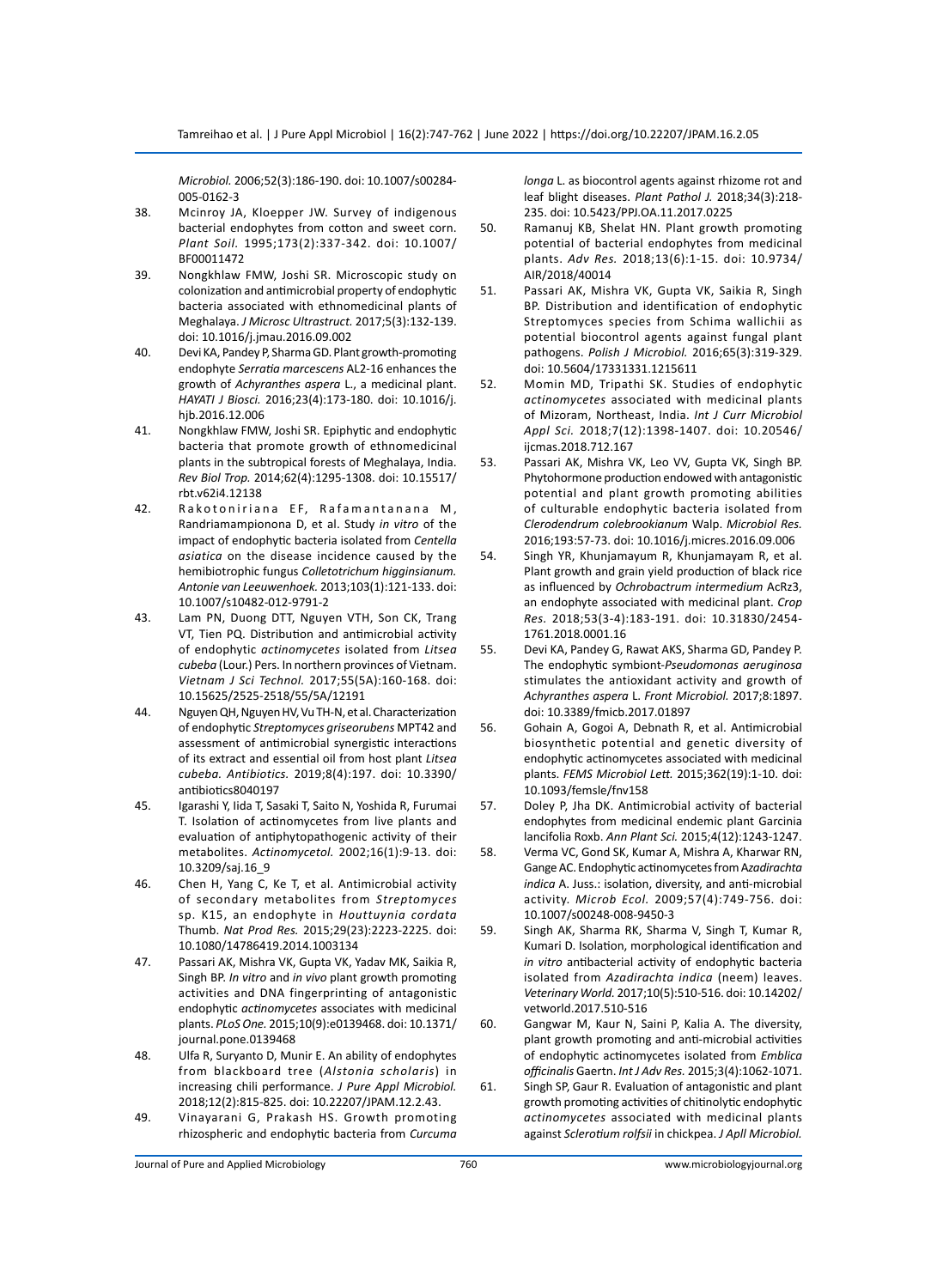*Microbiol.* 2006;52(3):186-190. doi: 10.1007/s00284-005-0162-3

38. Mcinroy JA, Kloepper JW. Survey of indigenous bacterial endophytes from cotton and sweet corn. *Plant Soil.* 1995;173(2):337-342. doi: 10.1007/BF00011472
39. Nongkhlaw FMW, Joshi SR. Microscopic study on colonization and antimicrobial property of endophytic bacteria associated with ethnomedicinal plants of Meghalaya. *J Microsc Ultrastruct.* 2017;5(3):132-139. doi: 10.1016/j.jmau.2016.09.002
40. Devi KA, Pandey P, Sharma GD. Plant growth-promoting endophyte *Serratia marcescens* AL2-16 enhances the growth of *Achyranthes aspera* L., a medicinal plant. *HAYATI J Biosci.* 2016;23(4):173-180. doi: 10.1016/j.hjb.2016.12.006
41. Nongkhlaw FMW, Joshi SR. Epiphytic and endophytic bacteria that promote growth of ethnomedicinal plants in the subtropical forests of Meghalaya, India. *Rev Biol Trop.* 2014;62(4):1295-1308. doi: 10.15517/rbt.v62i4.12138
42. Rakotoniriana EF, Rafamantanana M, Randriamampionona D, et al. Study *in vitro* of the impact of endophytic bacteria isolated from *Centella asiatica* on the disease incidence caused by the hemibiotrophic fungus *Colletotrichum higginsianum. Antonie van Leeuwenhoek.* 2013;103(1):121-133. doi: 10.1007/s10482-012-9791-2
43. Lam PN, Duong DTT, Nguyen VTH, Son CK, Trang VT, Tien PQ. Distribution and antimicrobial activity of endophytic *actinomycetes* isolated from *Litsea cubeba* (Lour.) Pers. In northern provinces of Vietnam. *Vietnam J Sci Technol.* 2017;55(5A):160-168. doi: 10.15625/2525-2518/55/5A/12191
44. Nguyen QH, Nguyen HV, Vu TH-N, et al. Characterization of endophytic *Streptomyces griseorubens* MPT42 and assessment of antimicrobial synergistic interactions of its extract and essential oil from host plant *Litsea cubeba. Antibiotics.* 2019;8(4):197. doi: 10.3390/antibiotics8040197
45. Igarashi Y, Iida T, Sasaki T, Saito N, Yoshida R, Furumai T. Isolation of actinomycetes from live plants and evaluation of antiphytopathogenic activity of their metabolites. *Actinomycetol.* 2002;16(1):9-13. doi: 10.3209/saj.16_9
46. Chen H, Yang C, Ke T, et al. Antimicrobial activity of secondary metabolites from *Streptomyces* sp. K15, an endophyte in *Houttuynia cordata* Thumb. *Nat Prod Res.* 2015;29(23):2223-2225. doi: 10.1080/14786419.2014.1003134
47. Passari AK, Mishra VK, Gupta VK, Yadav MK, Saikia R, Singh BP. *In vitro* and *in vivo* plant growth promoting activities and DNA fingerprinting of antagonistic endophytic *actinomycetes* associates with medicinal plants. *PLoS One.* 2015;10(9):e0139468. doi: 10.1371/journal.pone.0139468
48. Ulfa R, Suryanto D, Munir E. An ability of endophytes from blackboard tree (*Alstonia scholaris*) in increasing chili performance. *J Pure Appl Microbiol.* 2018;12(2):815-825. doi: 10.22207/JPAM.12.2.43.
49. Vinayarani G, Prakash HS. Growth promoting rhizospheric and endophytic bacteria from *Curcuma longa* L. as biocontrol agents against rhizome rot and leaf blight diseases. *Plant Pathol J.* 2018;34(3):218-235. doi: 10.5423/PPJ.OA.11.2017.0225
50. Ramanuj KB, Shelat HN. Plant growth promoting potential of bacterial endophytes from medicinal plants. *Adv Res.* 2018;13(6):1-15. doi: 10.9734/AIR/2018/40014
51. Passari AK, Mishra VK, Gupta VK, Saikia R, Singh BP. Distribution and identification of endophytic Streptomyces species from Schima wallichii as potential biocontrol agents against fungal plant pathogens. *Polish J Microbiol.* 2016;65(3):319-329. doi: 10.5604/17331331.1215611
52. Momin MD, Tripathi SK. Studies of endophytic *actinomycetes* associated with medicinal plants of Mizoram, Northeast, India. *Int J Curr Microbiol Appl Sci.* 2018;7(12):1398-1407. doi: 10.20546/ijcmas.2018.712.167
53. Passari AK, Mishra VK, Leo VV, Gupta VK, Singh BP. Phytohormone production endowed with antagonistic potential and plant growth promoting abilities of culturable endophytic bacteria isolated from *Clerodendrum colebrookianum* Walp. *Microbiol Res.* 2016;193:57-73. doi: 10.1016/j.micres.2016.09.006
54. Singh YR, Khunjamayum R, Khunjamayam R, et al. Plant growth and grain yield production of black rice as influenced by *Ochrobactrum intermedium* AcRz3, an endophyte associated with medicinal plant. *Crop Res.* 2018;53(3-4):183-191. doi: 10.31830/2454-1761.2018.0001.16
55. Devi KA, Pandey G, Rawat AKS, Sharma GD, Pandey P. The endophytic symbiont-*Pseudomonas aeruginosa* stimulates the antioxidant activity and growth of *Achyranthes aspera* L. *Front Microbiol.* 2017;8:1897. doi: 10.3389/fmicb.2017.01897
56. Gohain A, Gogoi A, Debnath R, et al. Antimicrobial biosynthetic potential and genetic diversity of endophytic actinomycetes associated with medicinal plants. *FEMS Microbiol Lett.* 2015;362(19):1-10. doi: 10.1093/femsle/fnv158
57. Doley P, Jha DK. Antimicrobial activity of bacterial endophytes from medicinal endemic plant Garcinia lancifolia Roxb. *Ann Plant Sci.* 2015;4(12):1243-1247.
58. Verma VC, Gond SK, Kumar A, Mishra A, Kharwar RN, Gange AC. Endophytic actinomycetes from *Azadirachta indica* A. Juss.: isolation, diversity, and anti-microbial activity. *Microb Ecol.* 2009;57(4):749-756. doi: 10.1007/s00248-008-9450-3
59. Singh AK, Sharma RK, Sharma V, Singh T, Kumar R, Kumari D. Isolation, morphological identification and *in vitro* antibacterial activity of endophytic bacteria isolated from *Azadirachta indica* (neem) leaves. *Veterinary World.* 2017;10(5):510-516. doi: 10.14202/vetworld.2017.510-516
60. Gangwar M, Kaur N, Saini P, Kalia A. The diversity, plant growth promoting and anti-microbial activities of endophytic actinomycetes isolated from *Emblica officinalis* Gaertn. *Int J Adv Res.* 2015;3(4):1062-1071.
61. Singh SP, Gaur R. Evaluation of antagonistic and plant growth promoting activities of chitinolytic endophytic *actinomycetes* associated with medicinal plants against *Sclerotium rolfsii* in chickpea. *J Apll Microbiol.*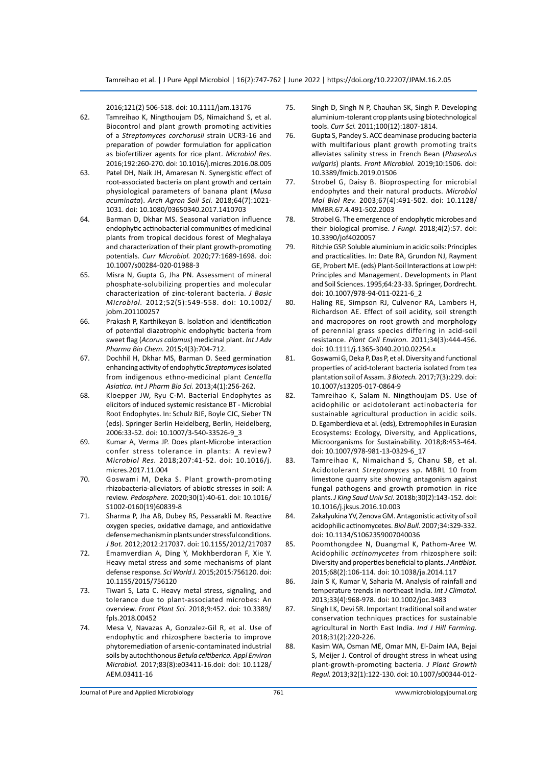2016;121(2) 506-518. doi: 10.1111/jam.13176

62. Tamreihao K, Ningthoujam DS, Nimaichand S, et al. Biocontrol and plant growth promoting activities of a *Streptomyces corchorusii* strain UCR3-16 and preparation of powder formulation for application as biofertilizer agents for rice plant. *Microbiol Res.* 2016;192:260-270. doi: 10.1016/j.micres.2016.08.005
63. Patel DH, Naik JH, Amaresan N. Synergistic effect of root-associated bacteria on plant growth and certain physiological parameters of banana plant (*Musa acuminata*). *Arch Agron Soil Sci.* 2018;64(7):1021-1031. doi: 10.1080/03650340.2017.1410703
64. Barman D, Dkhar MS. Seasonal variation influence endophytic actinobacterial communities of medicinal plants from tropical decidous forest of Meghalaya and characterization of their plant growth-promoting potentials. *Curr Microbiol.* 2020;77:1689-1698. doi: 10.1007/s00284-020-01988-3
65. Misra N, Gupta G, Jha PN. Assessment of mineral phosphate-solubilizing properties and molecular characterization of zinc-tolerant bacteria. *J Basic Microbiol.* 2012;52(5):549-558. doi: 10.1002/jobm.201100257
66. Prakash P, Karthikeyan B. Isolation and identification of potential diazotrophic endophytic bacteria from sweet flag (*Acorus calamus*) medicinal plant. *Int J Adv Pharma Bio Chem.* 2015;4(3):704-712.
67. Dochhil H, Dkhar MS, Barman D. Seed germination enhancing activity of endophytic *Streptomyces* isolated from indigenous ethno-medicinal plant *Centella Asiatica. Int J Pharm Bio Sci.* 2013;4(1):256-262.
68. Kloepper JW, Ryu C-M. Bacterial Endophytes as elicitors of induced systemic resistance BT - Microbial Root Endophytes. In: Schulz BJE, Boyle CJC, Sieber TN (eds). Springer Berlin Heidelberg, Berlin, Heidelberg, 2006:33-52. doi: 10.1007/3-540-33526-9_3
69. Kumar A, Verma JP. Does plant-Microbe interaction confer stress tolerance in plants: A review? *Microbiol Res.* 2018;207:41-52. doi: 10.1016/j.micres.2017.11.004
70. Goswami M, Deka S. Plant growth-promoting rhizobacteria-alleviators of abiotic stresses in soil: A review. *Pedosphere.* 2020;30(1):40-61. doi: 10.1016/S1002-0160(19)60839-8
71. Sharma P, Jha AB, Dubey RS, Pessarakli M. Reactive oxygen species, oxidative damage, and antioxidative defense mechanism in plants under stressful conditions. *J Bot.* 2012;2012:217037. doi: 10.1155/2012/217037
72. Emamverdian A, Ding Y, Mokhberdoran F, Xie Y. Heavy metal stress and some mechanisms of plant defense response. *Sci World J.* 2015;2015:756120. doi: 10.1155/2015/756120
73. Tiwari S, Lata C. Heavy metal stress, signaling, and tolerance due to plant-associated microbes: An overview. *Front Plant Sci.* 2018;9:452. doi: 10.3389/fpls.2018.00452
74. Mesa V, Navazas A, Gonzalez-Gil R, et al. Use of endophytic and rhizosphere bacteria to improve phytoremediation of arsenic-contaminated industrial soils by autochthonous *Betula celtiberica. Appl Environ Microbiol.* 2017;83(8):e03411-16.doi: doi: 10.1128/AEM.03411-16
75. Singh D, Singh N P, Chauhan SK, Singh P. Developing aluminium-tolerant crop plants using biotechnological tools. *Curr Sci.* 2011;100(12):1807-1814.
76. Gupta S, Pandey S. ACC deaminase producing bacteria with multifarious plant growth promoting traits alleviates salinity stress in French Bean (*Phaseolus vulgaris*) plants. *Front Microbiol.* 2019;10:1506. doi: 10.3389/fmicb.2019.01506
77. Strobel G, Daisy B. Bioprospecting for microbial endophytes and their natural products. *Microbiol Mol Biol Rev.* 2003;67(4):491-502. doi: 10.1128/MMBR.67.4.491-502.2003
78. Strobel G. The emergence of endophytic microbes and their biological promise. *J Fungi.* 2018;4(2):57. doi: 10.3390/jof4020057
79. Ritchie GSP. Soluble aluminium in acidic soils: Principles and practicalities. In: Date RA, Grundon NJ, Rayment GE, Probert ME. (eds) Plant-Soil Interactions at Low pH: Principles and Management. Developments in Plant and Soil Sciences. 1995;64:23-33. Springer, Dordrecht. doi: 10.1007/978-94-011-0221-6_2
80. Haling RE, Simpson RJ, Culvenor RA, Lambers H, Richardson AE. Effect of soil acidity, soil strength and macropores on root growth and morphology of perennial grass species differing in acid-soil resistance. *Plant Cell Environ.* 2011;34(3):444-456. doi: 10.1111/j.1365-3040.2010.02254.x
81. Goswami G, Deka P, Das P, et al. Diversity and functional properties of acid-tolerant bacteria isolated from tea plantation soil of Assam. *3 Biotech.* 2017;7(3):229. doi: 10.1007/s13205-017-0864-9
82. Tamreihao K, Salam N. Ningthoujam DS. Use of acidophilic or acidotolerant actinobacteria for sustainable agricultural production in acidic soils. D. Egamberdieva et al. (eds), Extremophiles in Eurasian Ecosystems: Ecology, Diversity, and Applications, Microorganisms for Sustainability. 2018;8:453-464. doi: 10.1007/978-981-13-0329-6_17
83. Tamreihao K, Nimaichand S, Chanu SB, et al. Acidotolerant *Streptomyces* sp. MBRL 10 from limestone quarry site showing antagonism against fungal pathogens and growth promotion in rice plants. *J King Saud Univ Sci.* 2018b;30(2):143-152. doi: 10.1016/j.jksus.2016.10.003
84. Zakalyukina YV, Zenova GM. Antagonistic activity of soil acidophilic actinomycetes. *Biol Bull.* 2007;34:329-332. doi: 10.1134/S1062359007040036
85. Poomthongdee N, Duangmal K, Pathom-Aree W. Acidophilic *actinomycetes* from rhizosphere soil: Diversity and properties beneficial to plants. *J Antibiot.* 2015;68(2):106-114. doi: 10.1038/ja.2014.117
86. Jain S K, Kumar V, Saharia M. Analysis of rainfall and temperature trends in northeast India. *Int J Climatol.* 2013;33(4):968-978. doi: 10.1002/joc.3483
87. Singh LK, Devi SR. Important traditional soil and water conservation techniques practices for sustainable agricultural in North East India. *Ind J Hill Farming.* 2018;31(2):220-226.
88. Kasim WA, Osman ME, Omar MN, El-Daim IAA, Bejai S, Meijer J. Control of drought stress in wheat using plant-growth-promoting bacteria. *J Plant Growth Regul.* 2013;32(1):122-130. doi: 10.1007/s00344-012-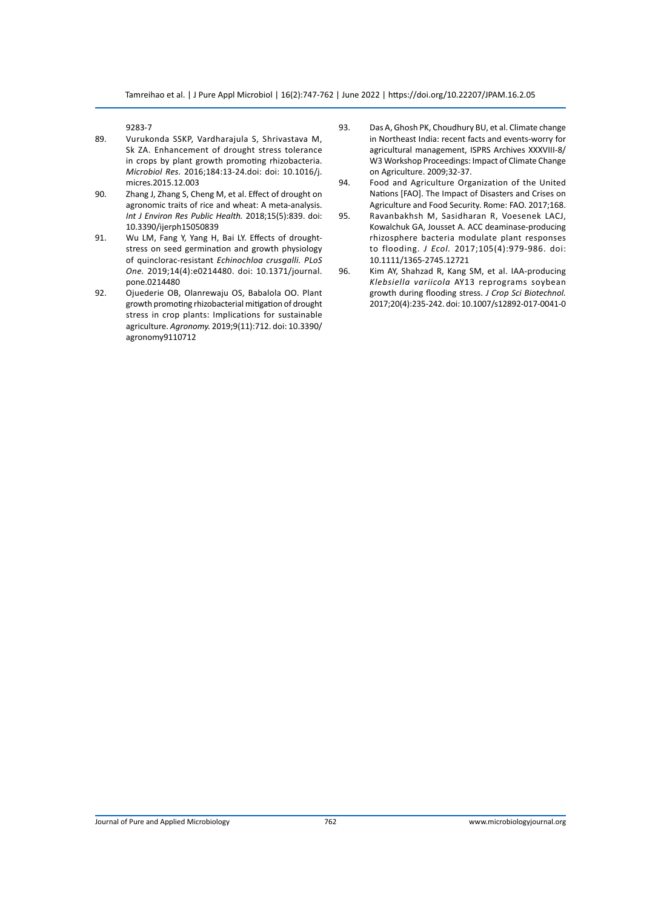9283-7

89. Vurukonda SSKP, Vardharajula S, Shrivastava M, Sk ZA. Enhancement of drought stress tolerance in crops by plant growth promoting rhizobacteria. *Microbiol Res.* 2016;184:13-24.doi: doi: 10.1016/j.micres.2015.12.003
90. Zhang J, Zhang S, Cheng M, et al. Effect of drought on agronomic traits of rice and wheat: A meta-analysis. *Int J Environ Res Public Health.* 2018;15(5):839. doi: 10.3390/ijerph15050839
91. Wu LM, Fang Y, Yang H, Bai LY. Effects of drought-stress on seed germination and growth physiology of quinclorac-resistant *Echinochloa crusgalli. PLoS One.* 2019;14(4):e0214480. doi: 10.1371/journal.pone.0214480
92. Ojuederie OB, Olanrewaju OS, Babalola OO. Plant growth promoting rhizobacterial mitigation of drought stress in crop plants: Implications for sustainable agriculture. *Agronomy.* 2019;9(11):712. doi: 10.3390/agronomy9110712
93. Das A, Ghosh PK, Choudhury BU, et al. Climate change in Northeast India: recent facts and events-worry for agricultural management, ISPRS Archives XXXVIII-8/W3 Workshop Proceedings: Impact of Climate Change on Agriculture. 2009;32-37.
94. Food and Agriculture Organization of the United Nations [FAO]. The Impact of Disasters and Crises on Agriculture and Food Security. Rome: FAO. 2017;168.
95. Ravanbakhsh M, Sasidharan R, Voesenek LACJ, Kowalchuk GA, Jousset A. ACC deaminase-producing rhizosphere bacteria modulate plant responses to flooding. *J Ecol.* 2017;105(4):979-986. doi: 10.1111/1365-2745.12721
96. Kim AY, Shahzad R, Kang SM, et al. IAA-producing *Klebsiella variicola* AY13 reprograms soybean growth during flooding stress. *J Crop Sci Biotechnol.* 2017;20(4):235-242. doi: 10.1007/s12892-017-0041-0